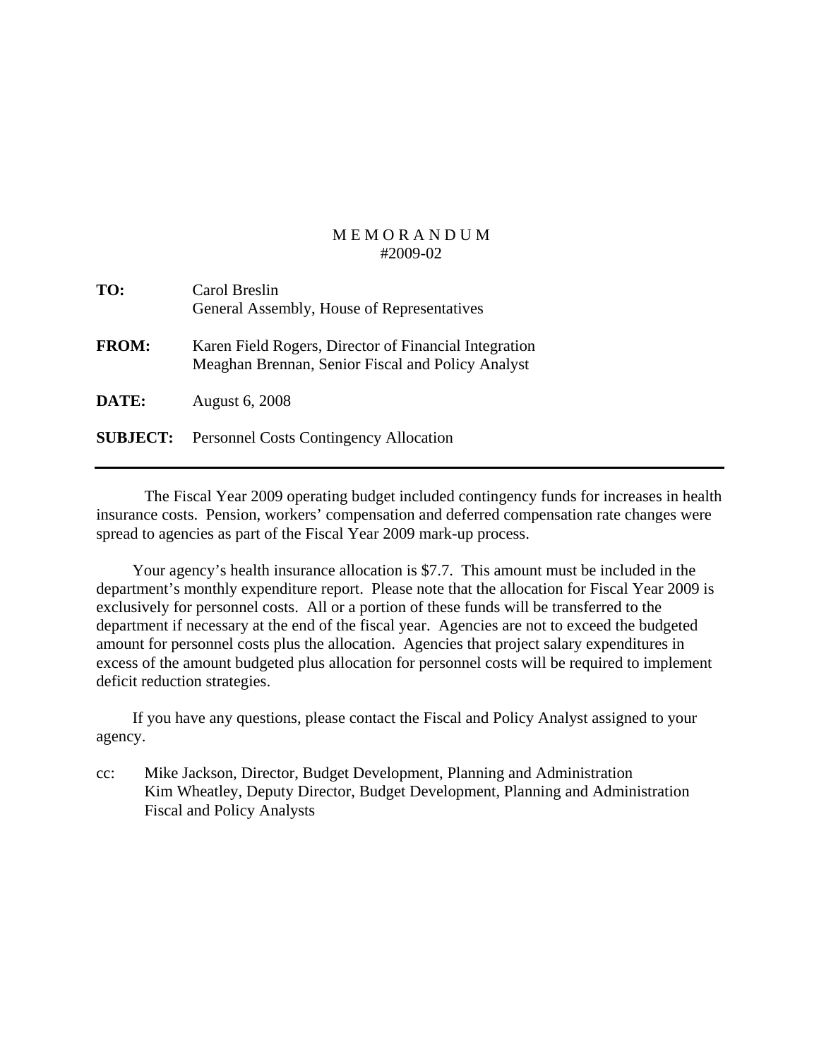# M E M O R A N D U M
#2009-02

**TO:** Carol Breslin
General Assembly, House of Representatives

**FROM:** Karen Field Rogers, Director of Financial Integration
Meaghan Brennan, Senior Fiscal and Policy Analyst

**DATE:** August 6, 2008

**SUBJECT:** Personnel Costs Contingency Allocation

---

The Fiscal Year 2009 operating budget included contingency funds for increases in health insurance costs. Pension, workers' compensation and deferred compensation rate changes were spread to agencies as part of the Fiscal Year 2009 mark-up process.

Your agency's health insurance allocation is $7.7. This amount must be included in the department's monthly expenditure report. Please note that the allocation for Fiscal Year 2009 is exclusively for personnel costs. All or a portion of these funds will be transferred to the department if necessary at the end of the fiscal year. Agencies are not to exceed the budgeted amount for personnel costs plus the allocation. Agencies that project salary expenditures in excess of the amount budgeted plus allocation for personnel costs will be required to implement deficit reduction strategies.

If you have any questions, please contact the Fiscal and Policy Analyst assigned to your agency.

cc: Mike Jackson, Director, Budget Development, Planning and Administration
Kim Wheatley, Deputy Director, Budget Development, Planning and Administration
Fiscal and Policy Analysts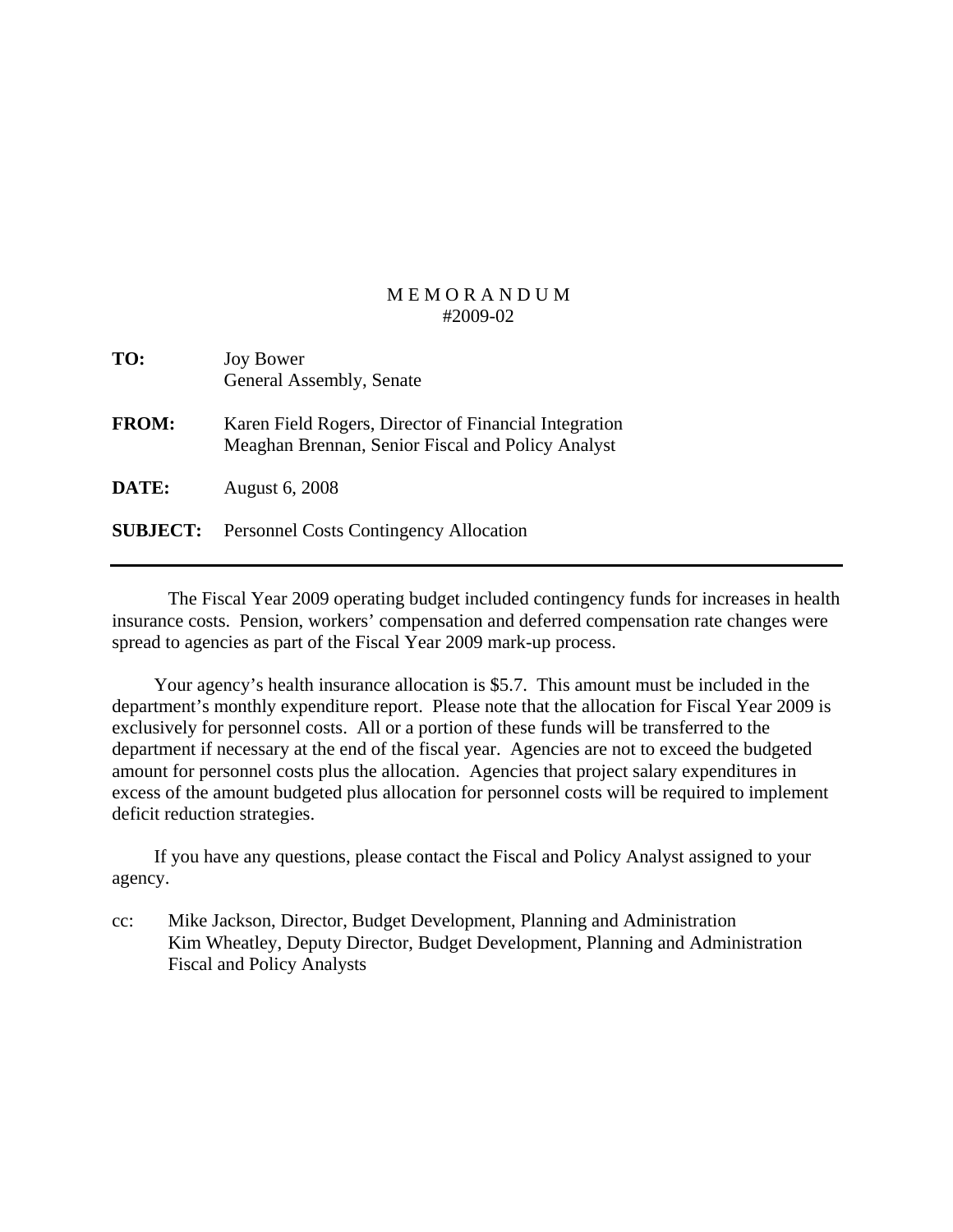# M E M O R A N D U M

#2009-02

**TO:** Joy Bower
General Assembly, Senate

**FROM:** Karen Field Rogers, Director of Financial Integration
Meaghan Brennan, Senior Fiscal and Policy Analyst

**DATE:** August 6, 2008

**SUBJECT:** Personnel Costs Contingency Allocation

---

The Fiscal Year 2009 operating budget included contingency funds for increases in health insurance costs. Pension, workers' compensation and deferred compensation rate changes were spread to agencies as part of the Fiscal Year 2009 mark-up process.

Your agency's health insurance allocation is $5.7. This amount must be included in the department's monthly expenditure report. Please note that the allocation for Fiscal Year 2009 is exclusively for personnel costs. All or a portion of these funds will be transferred to the department if necessary at the end of the fiscal year. Agencies are not to exceed the budgeted amount for personnel costs plus the allocation. Agencies that project salary expenditures in excess of the amount budgeted plus allocation for personnel costs will be required to implement deficit reduction strategies.

If you have any questions, please contact the Fiscal and Policy Analyst assigned to your agency.

cc: Mike Jackson, Director, Budget Development, Planning and Administration
Kim Wheatley, Deputy Director, Budget Development, Planning and Administration
Fiscal and Policy Analysts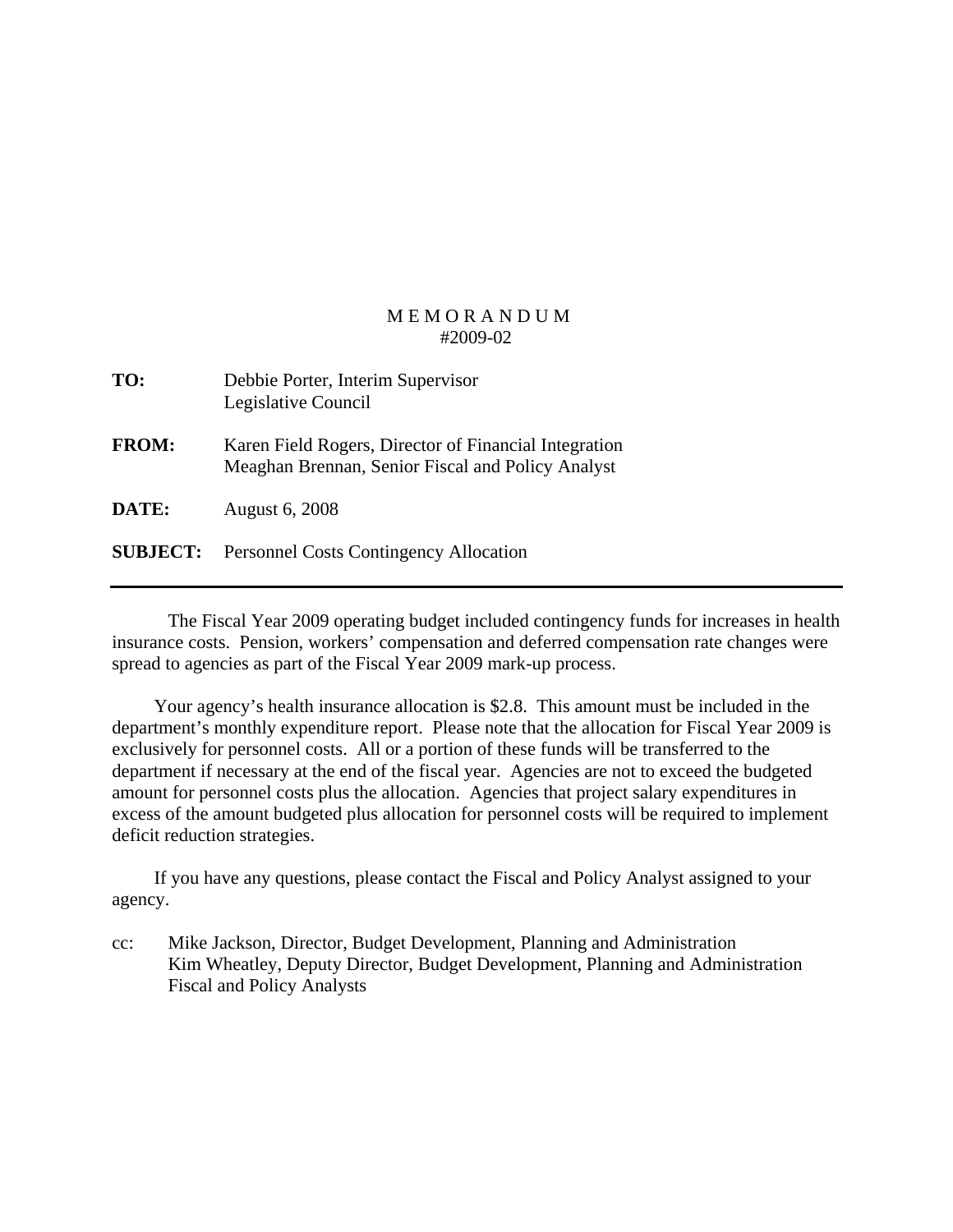MEMORANDUM
#2009-02

**TO:** Debbie Porter, Interim Supervisor
Legislative Council

**FROM:** Karen Field Rogers, Director of Financial Integration
Meaghan Brennan, Senior Fiscal and Policy Analyst

**DATE:** August 6, 2008

**SUBJECT:** Personnel Costs Contingency Allocation

---

The Fiscal Year 2009 operating budget included contingency funds for increases in health insurance costs. Pension, workers' compensation and deferred compensation rate changes were spread to agencies as part of the Fiscal Year 2009 mark-up process.

Your agency's health insurance allocation is $2.8. This amount must be included in the department's monthly expenditure report. Please note that the allocation for Fiscal Year 2009 is exclusively for personnel costs. All or a portion of these funds will be transferred to the department if necessary at the end of the fiscal year. Agencies are not to exceed the budgeted amount for personnel costs plus the allocation. Agencies that project salary expenditures in excess of the amount budgeted plus allocation for personnel costs will be required to implement deficit reduction strategies.

If you have any questions, please contact the Fiscal and Policy Analyst assigned to your agency.

cc: Mike Jackson, Director, Budget Development, Planning and Administration
Kim Wheatley, Deputy Director, Budget Development, Planning and Administration
Fiscal and Policy Analysts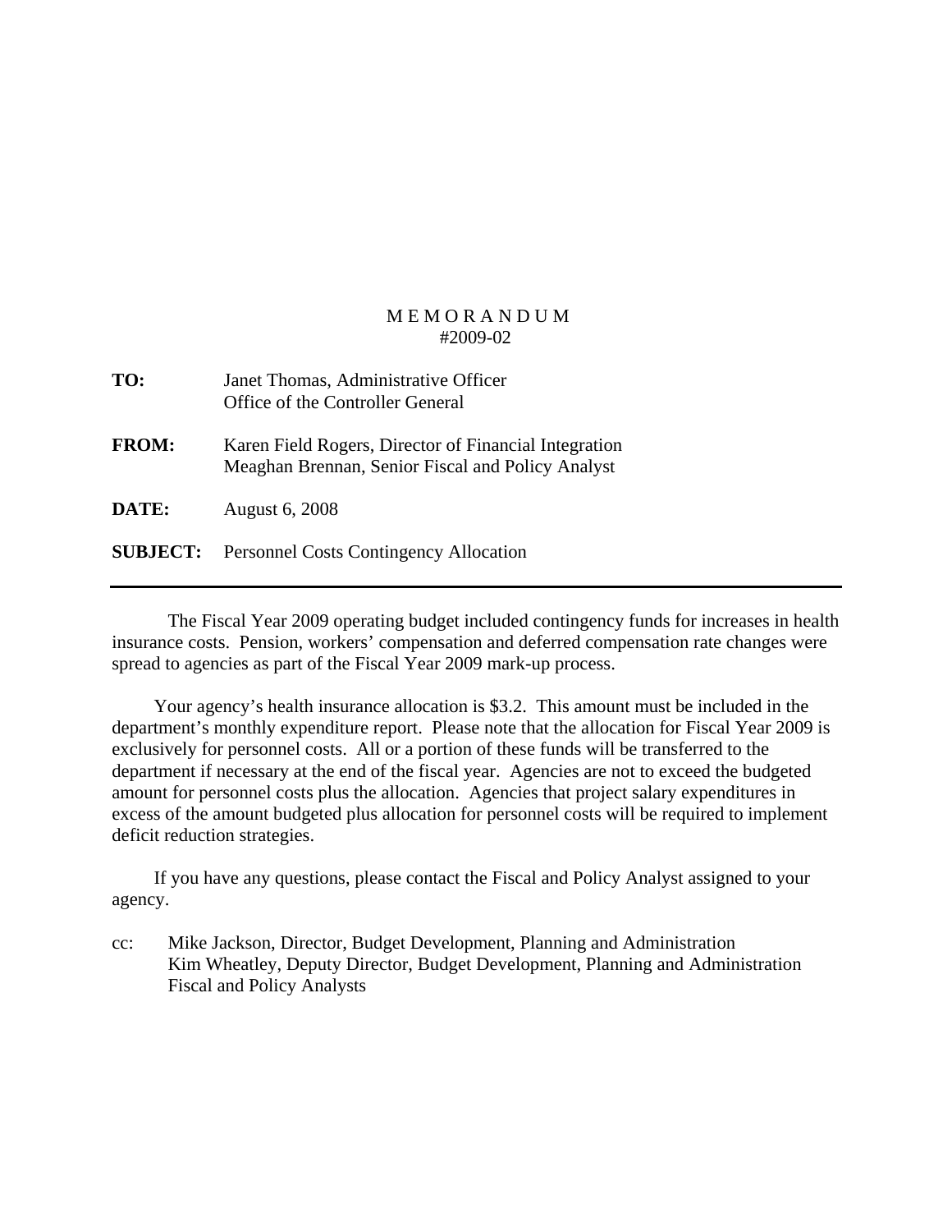# MEMORANDUM
#2009-02

**TO:** Janet Thomas, Administrative Officer
Office of the Controller General

**FROM:** Karen Field Rogers, Director of Financial Integration
Meaghan Brennan, Senior Fiscal and Policy Analyst

**DATE:** August 6, 2008

**SUBJECT:** Personnel Costs Contingency Allocation

---

The Fiscal Year 2009 operating budget included contingency funds for increases in health insurance costs. Pension, workers' compensation and deferred compensation rate changes were spread to agencies as part of the Fiscal Year 2009 mark-up process.

Your agency's health insurance allocation is $3.2. This amount must be included in the department's monthly expenditure report. Please note that the allocation for Fiscal Year 2009 is exclusively for personnel costs. All or a portion of these funds will be transferred to the department if necessary at the end of the fiscal year. Agencies are not to exceed the budgeted amount for personnel costs plus the allocation. Agencies that project salary expenditures in excess of the amount budgeted plus allocation for personnel costs will be required to implement deficit reduction strategies.

If you have any questions, please contact the Fiscal and Policy Analyst assigned to your agency.

cc: Mike Jackson, Director, Budget Development, Planning and Administration
Kim Wheatley, Deputy Director, Budget Development, Planning and Administration
Fiscal and Policy Analysts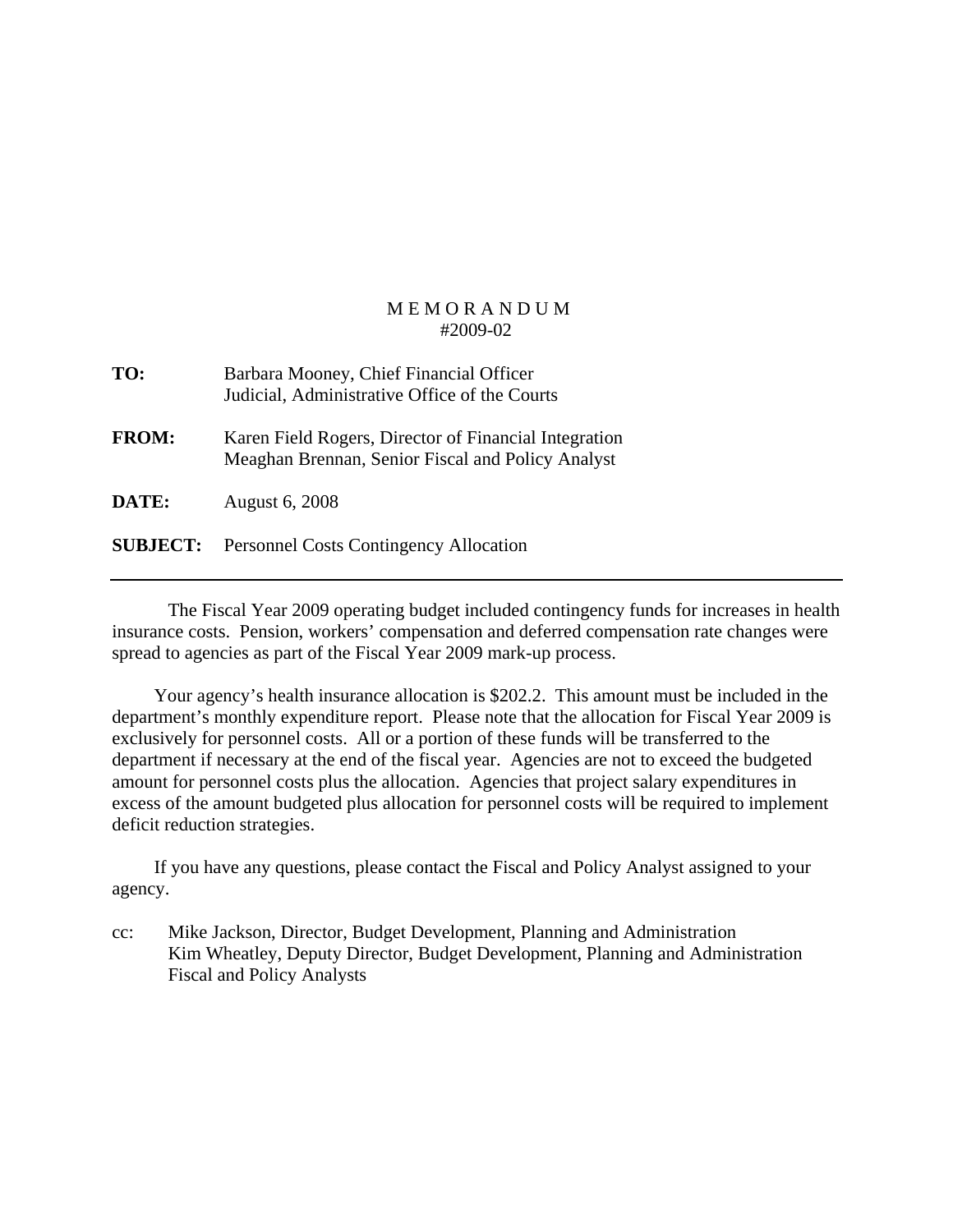# M E M O R A N D U M
#2009-02

**TO:** Barbara Mooney, Chief Financial Officer
Judicial, Administrative Office of the Courts

**FROM:** Karen Field Rogers, Director of Financial Integration
Meaghan Brennan, Senior Fiscal and Policy Analyst

**DATE:** August 6, 2008

**SUBJECT:** Personnel Costs Contingency Allocation

---

The Fiscal Year 2009 operating budget included contingency funds for increases in health insurance costs. Pension, workers' compensation and deferred compensation rate changes were spread to agencies as part of the Fiscal Year 2009 mark-up process.

Your agency's health insurance allocation is $202.2. This amount must be included in the department's monthly expenditure report. Please note that the allocation for Fiscal Year 2009 is exclusively for personnel costs. All or a portion of these funds will be transferred to the department if necessary at the end of the fiscal year. Agencies are not to exceed the budgeted amount for personnel costs plus the allocation. Agencies that project salary expenditures in excess of the amount budgeted plus allocation for personnel costs will be required to implement deficit reduction strategies.

If you have any questions, please contact the Fiscal and Policy Analyst assigned to your agency.

cc: Mike Jackson, Director, Budget Development, Planning and Administration
Kim Wheatley, Deputy Director, Budget Development, Planning and Administration
Fiscal and Policy Analysts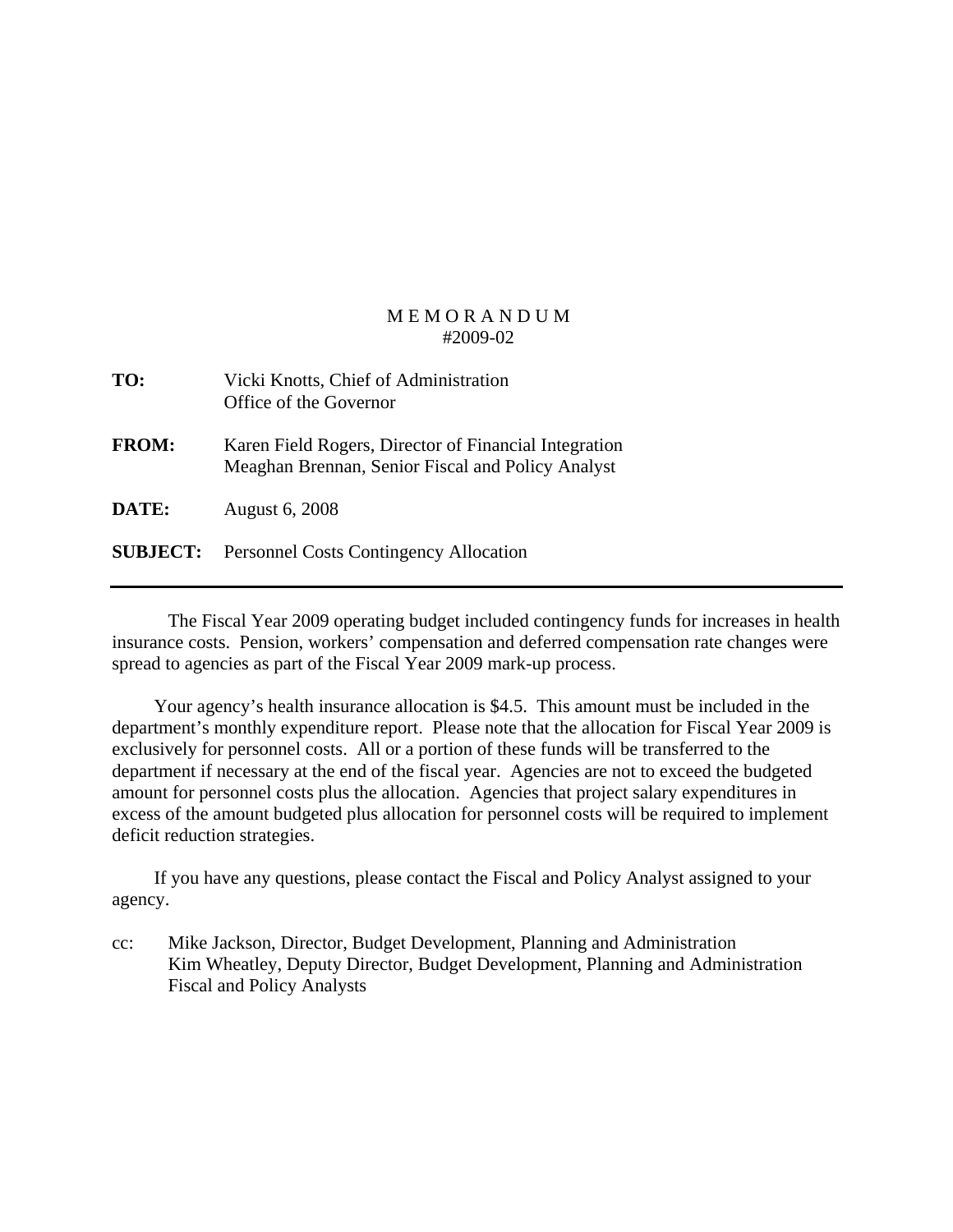M E M O R A N D U M
#2009-02

**TO:** Vicki Knotts, Chief of Administration
Office of the Governor

**FROM:** Karen Field Rogers, Director of Financial Integration
Meaghan Brennan, Senior Fiscal and Policy Analyst

**DATE:** August 6, 2008

**SUBJECT:** Personnel Costs Contingency Allocation

---

The Fiscal Year 2009 operating budget included contingency funds for increases in health insurance costs. Pension, workers' compensation and deferred compensation rate changes were spread to agencies as part of the Fiscal Year 2009 mark-up process.

Your agency's health insurance allocation is $4.5. This amount must be included in the department's monthly expenditure report. Please note that the allocation for Fiscal Year 2009 is exclusively for personnel costs. All or a portion of these funds will be transferred to the department if necessary at the end of the fiscal year. Agencies are not to exceed the budgeted amount for personnel costs plus the allocation. Agencies that project salary expenditures in excess of the amount budgeted plus allocation for personnel costs will be required to implement deficit reduction strategies.

If you have any questions, please contact the Fiscal and Policy Analyst assigned to your agency.

cc: Mike Jackson, Director, Budget Development, Planning and Administration
Kim Wheatley, Deputy Director, Budget Development, Planning and Administration
Fiscal and Policy Analysts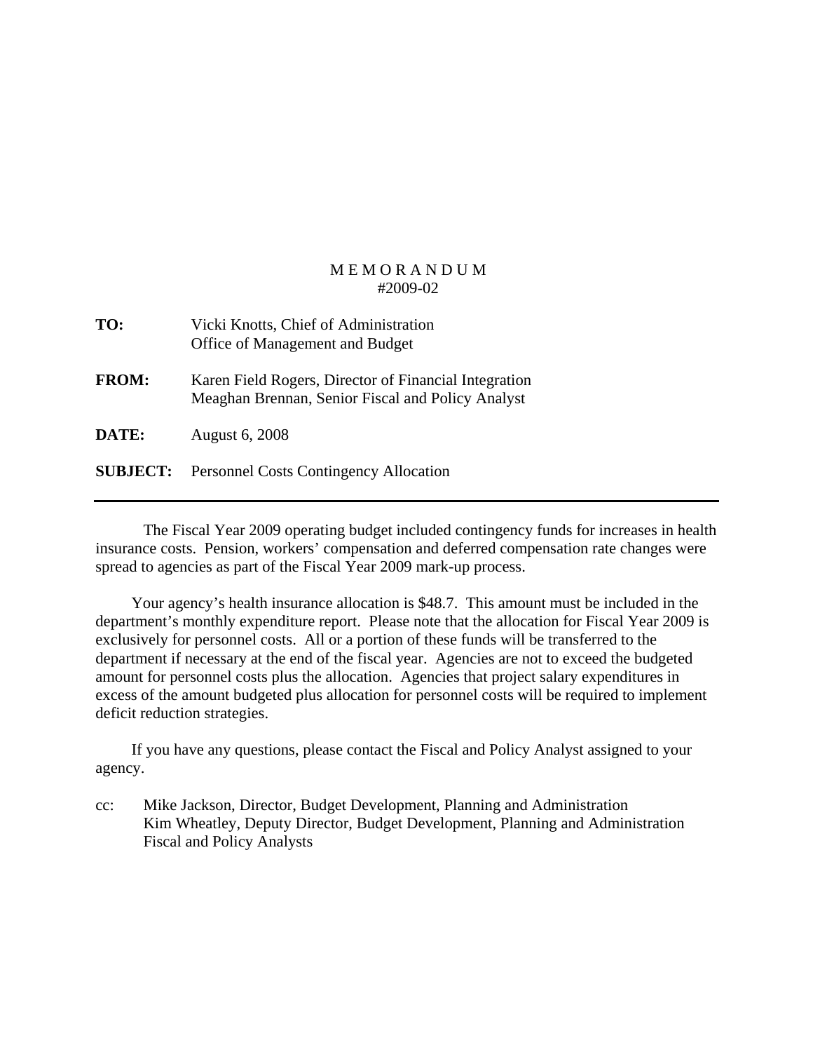M E M O R A N D U M
#2009-02

**TO:** Vicki Knotts, Chief of Administration
Office of Management and Budget

**FROM:** Karen Field Rogers, Director of Financial Integration
Meaghan Brennan, Senior Fiscal and Policy Analyst

**DATE:** August 6, 2008

**SUBJECT:** Personnel Costs Contingency Allocation

---

The Fiscal Year 2009 operating budget included contingency funds for increases in health insurance costs. Pension, workers' compensation and deferred compensation rate changes were spread to agencies as part of the Fiscal Year 2009 mark-up process.

Your agency's health insurance allocation is $48.7. This amount must be included in the department's monthly expenditure report. Please note that the allocation for Fiscal Year 2009 is exclusively for personnel costs. All or a portion of these funds will be transferred to the department if necessary at the end of the fiscal year. Agencies are not to exceed the budgeted amount for personnel costs plus the allocation. Agencies that project salary expenditures in excess of the amount budgeted plus allocation for personnel costs will be required to implement deficit reduction strategies.

If you have any questions, please contact the Fiscal and Policy Analyst assigned to your agency.

cc: Mike Jackson, Director, Budget Development, Planning and Administration
Kim Wheatley, Deputy Director, Budget Development, Planning and Administration
Fiscal and Policy Analysts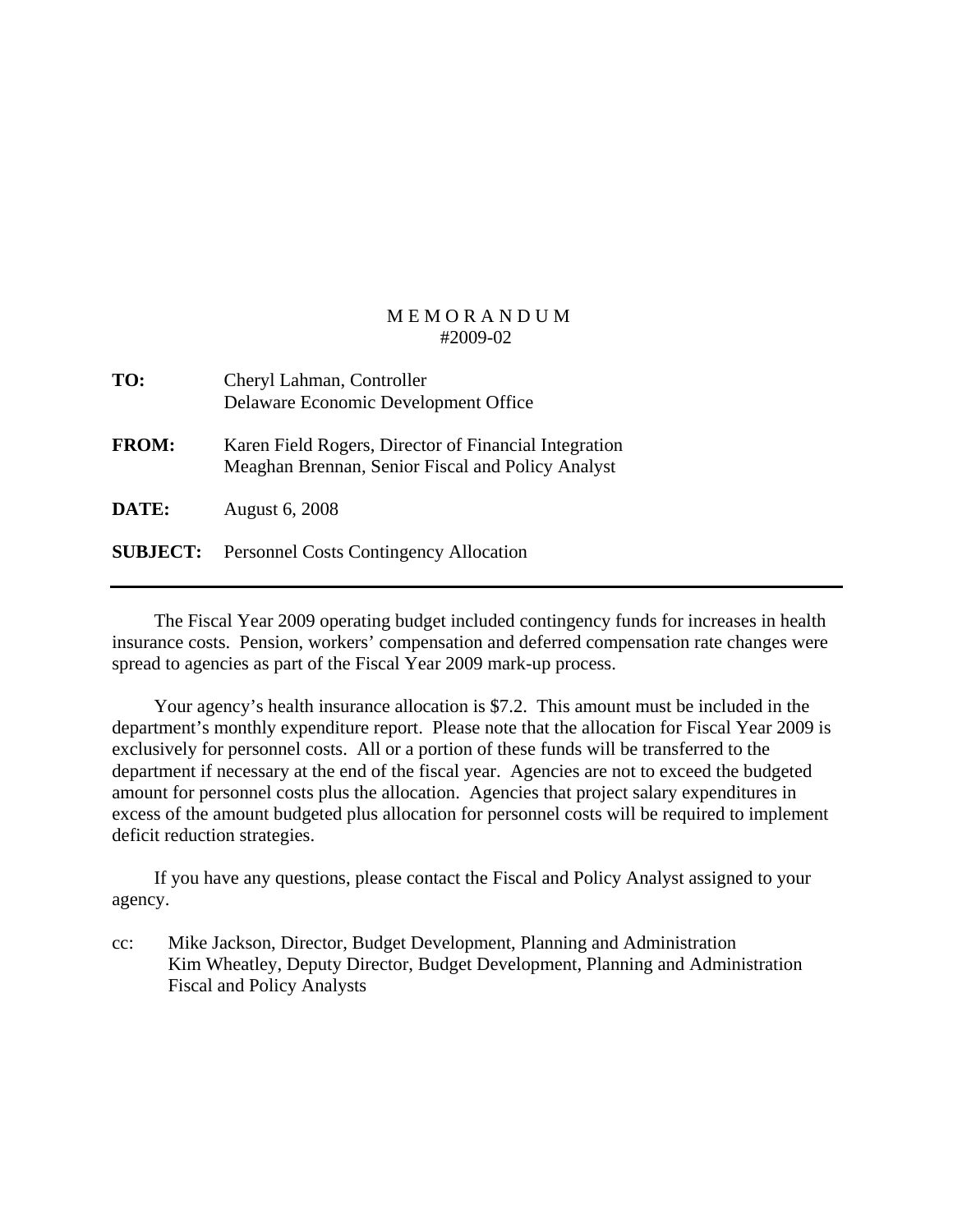M E M O R A N D U M
#2009-02

**TO:** Cheryl Lahman, Controller
Delaware Economic Development Office

**FROM:** Karen Field Rogers, Director of Financial Integration
Meaghan Brennan, Senior Fiscal and Policy Analyst

**DATE:** August 6, 2008

**SUBJECT:** Personnel Costs Contingency Allocation

---

The Fiscal Year 2009 operating budget included contingency funds for increases in health insurance costs. Pension, workers' compensation and deferred compensation rate changes were spread to agencies as part of the Fiscal Year 2009 mark-up process.

Your agency's health insurance allocation is $7.2. This amount must be included in the department's monthly expenditure report. Please note that the allocation for Fiscal Year 2009 is exclusively for personnel costs. All or a portion of these funds will be transferred to the department if necessary at the end of the fiscal year. Agencies are not to exceed the budgeted amount for personnel costs plus the allocation. Agencies that project salary expenditures in excess of the amount budgeted plus allocation for personnel costs will be required to implement deficit reduction strategies.

If you have any questions, please contact the Fiscal and Policy Analyst assigned to your agency.

cc: Mike Jackson, Director, Budget Development, Planning and Administration
Kim Wheatley, Deputy Director, Budget Development, Planning and Administration
Fiscal and Policy Analysts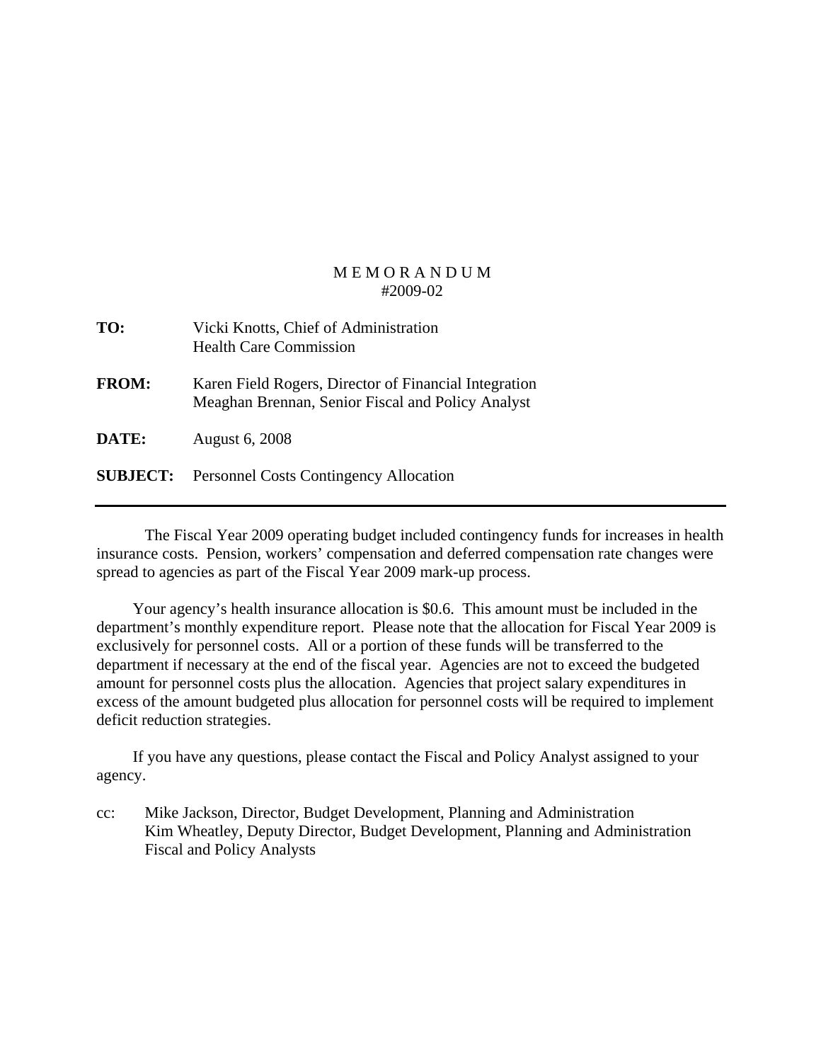# M E M O R A N D U M
#2009-02

**TO:** Vicki Knotts, Chief of Administration
Health Care Commission

**FROM:** Karen Field Rogers, Director of Financial Integration
Meaghan Brennan, Senior Fiscal and Policy Analyst

**DATE:** August 6, 2008

**SUBJECT:** Personnel Costs Contingency Allocation

---

The Fiscal Year 2009 operating budget included contingency funds for increases in health insurance costs. Pension, workers' compensation and deferred compensation rate changes were spread to agencies as part of the Fiscal Year 2009 mark-up process.

Your agency's health insurance allocation is $0.6. This amount must be included in the department's monthly expenditure report. Please note that the allocation for Fiscal Year 2009 is exclusively for personnel costs. All or a portion of these funds will be transferred to the department if necessary at the end of the fiscal year. Agencies are not to exceed the budgeted amount for personnel costs plus the allocation. Agencies that project salary expenditures in excess of the amount budgeted plus allocation for personnel costs will be required to implement deficit reduction strategies.

If you have any questions, please contact the Fiscal and Policy Analyst assigned to your agency.

cc: Mike Jackson, Director, Budget Development, Planning and Administration
Kim Wheatley, Deputy Director, Budget Development, Planning and Administration
Fiscal and Policy Analysts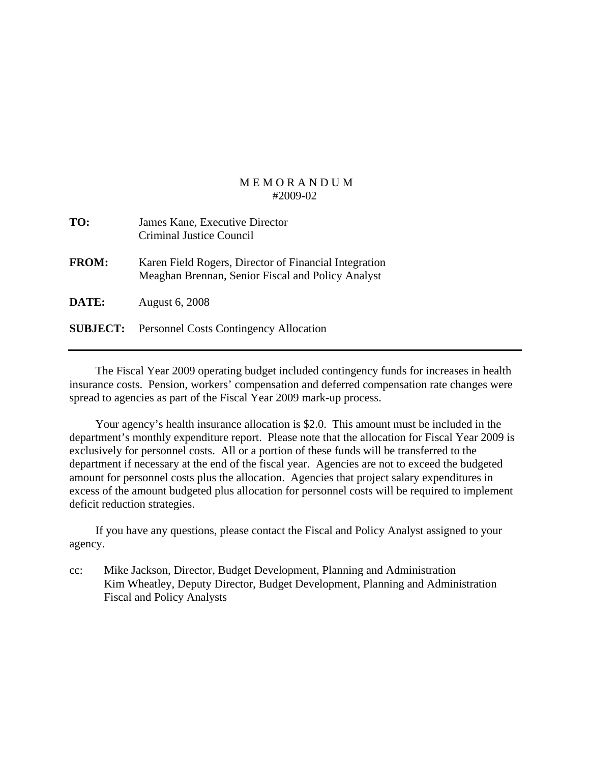M E M O R A N D U M
#2009-02

**TO:** James Kane, Executive Director
Criminal Justice Council

**FROM:** Karen Field Rogers, Director of Financial Integration
Meaghan Brennan, Senior Fiscal and Policy Analyst

**DATE:** August 6, 2008

**SUBJECT:** Personnel Costs Contingency Allocation

---

The Fiscal Year 2009 operating budget included contingency funds for increases in health insurance costs. Pension, workers' compensation and deferred compensation rate changes were spread to agencies as part of the Fiscal Year 2009 mark-up process.

Your agency's health insurance allocation is $2.0. This amount must be included in the department's monthly expenditure report. Please note that the allocation for Fiscal Year 2009 is exclusively for personnel costs. All or a portion of these funds will be transferred to the department if necessary at the end of the fiscal year. Agencies are not to exceed the budgeted amount for personnel costs plus the allocation. Agencies that project salary expenditures in excess of the amount budgeted plus allocation for personnel costs will be required to implement deficit reduction strategies.

If you have any questions, please contact the Fiscal and Policy Analyst assigned to your agency.

cc: Mike Jackson, Director, Budget Development, Planning and Administration
Kim Wheatley, Deputy Director, Budget Development, Planning and Administration
Fiscal and Policy Analysts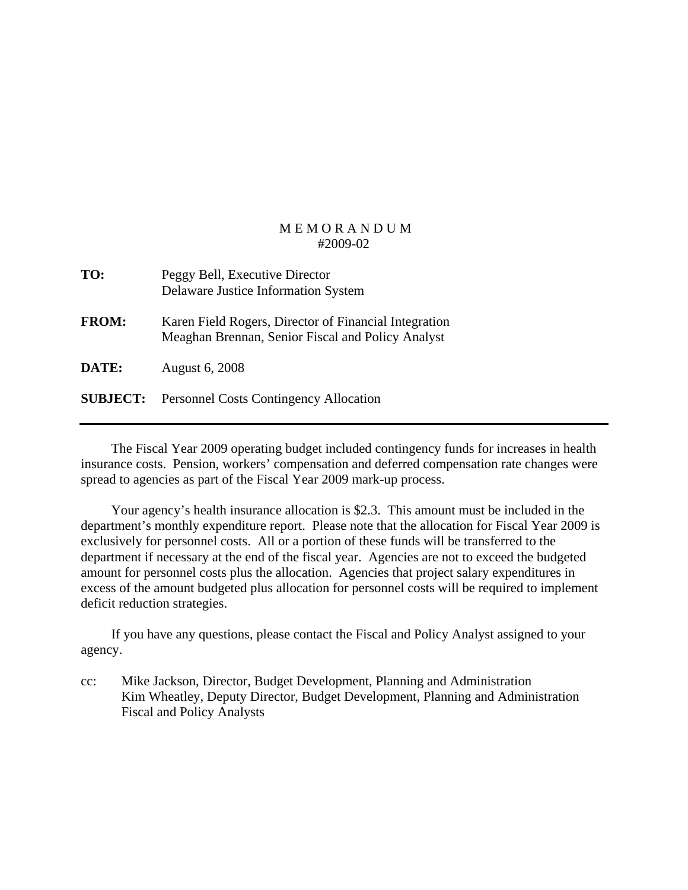M E M O R A N D U M
#2009-02

**TO:** Peggy Bell, Executive Director
Delaware Justice Information System

**FROM:** Karen Field Rogers, Director of Financial Integration
Meaghan Brennan, Senior Fiscal and Policy Analyst

**DATE:** August 6, 2008

**SUBJECT:** Personnel Costs Contingency Allocation

---

The Fiscal Year 2009 operating budget included contingency funds for increases in health insurance costs. Pension, workers' compensation and deferred compensation rate changes were spread to agencies as part of the Fiscal Year 2009 mark-up process.

Your agency's health insurance allocation is $2.3. This amount must be included in the department's monthly expenditure report. Please note that the allocation for Fiscal Year 2009 is exclusively for personnel costs. All or a portion of these funds will be transferred to the department if necessary at the end of the fiscal year. Agencies are not to exceed the budgeted amount for personnel costs plus the allocation. Agencies that project salary expenditures in excess of the amount budgeted plus allocation for personnel costs will be required to implement deficit reduction strategies.

If you have any questions, please contact the Fiscal and Policy Analyst assigned to your agency.

cc: Mike Jackson, Director, Budget Development, Planning and Administration
Kim Wheatley, Deputy Director, Budget Development, Planning and Administration
Fiscal and Policy Analysts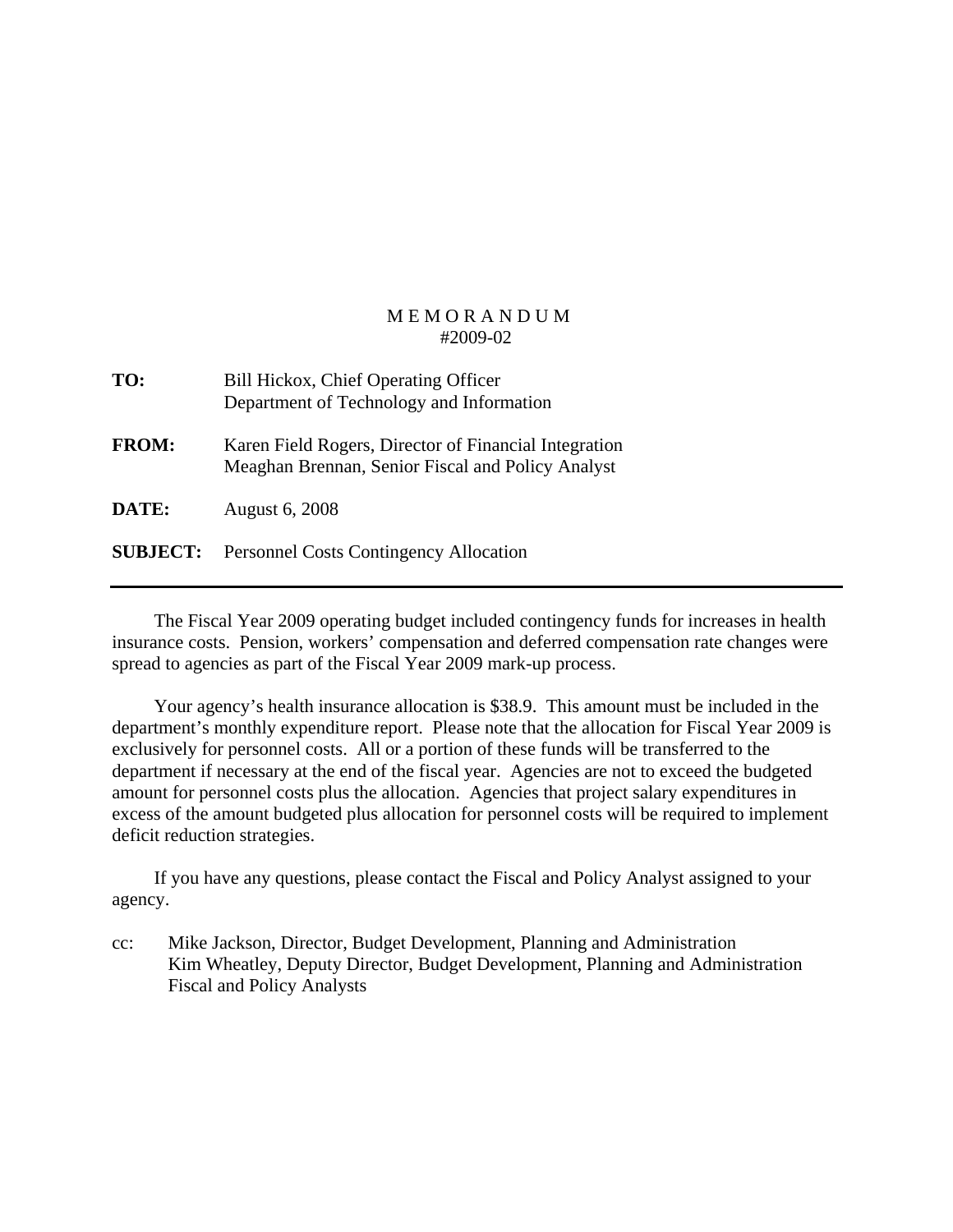# M E M O R A N D U M
#2009-02

**TO:** Bill Hickox, Chief Operating Officer
Department of Technology and Information

**FROM:** Karen Field Rogers, Director of Financial Integration
Meaghan Brennan, Senior Fiscal and Policy Analyst

**DATE:** August 6, 2008

**SUBJECT:** Personnel Costs Contingency Allocation

---

The Fiscal Year 2009 operating budget included contingency funds for increases in health insurance costs. Pension, workers' compensation and deferred compensation rate changes were spread to agencies as part of the Fiscal Year 2009 mark-up process.

Your agency's health insurance allocation is $38.9. This amount must be included in the department's monthly expenditure report. Please note that the allocation for Fiscal Year 2009 is exclusively for personnel costs. All or a portion of these funds will be transferred to the department if necessary at the end of the fiscal year. Agencies are not to exceed the budgeted amount for personnel costs plus the allocation. Agencies that project salary expenditures in excess of the amount budgeted plus allocation for personnel costs will be required to implement deficit reduction strategies.

If you have any questions, please contact the Fiscal and Policy Analyst assigned to your agency.

cc: Mike Jackson, Director, Budget Development, Planning and Administration
Kim Wheatley, Deputy Director, Budget Development, Planning and Administration
Fiscal and Policy Analysts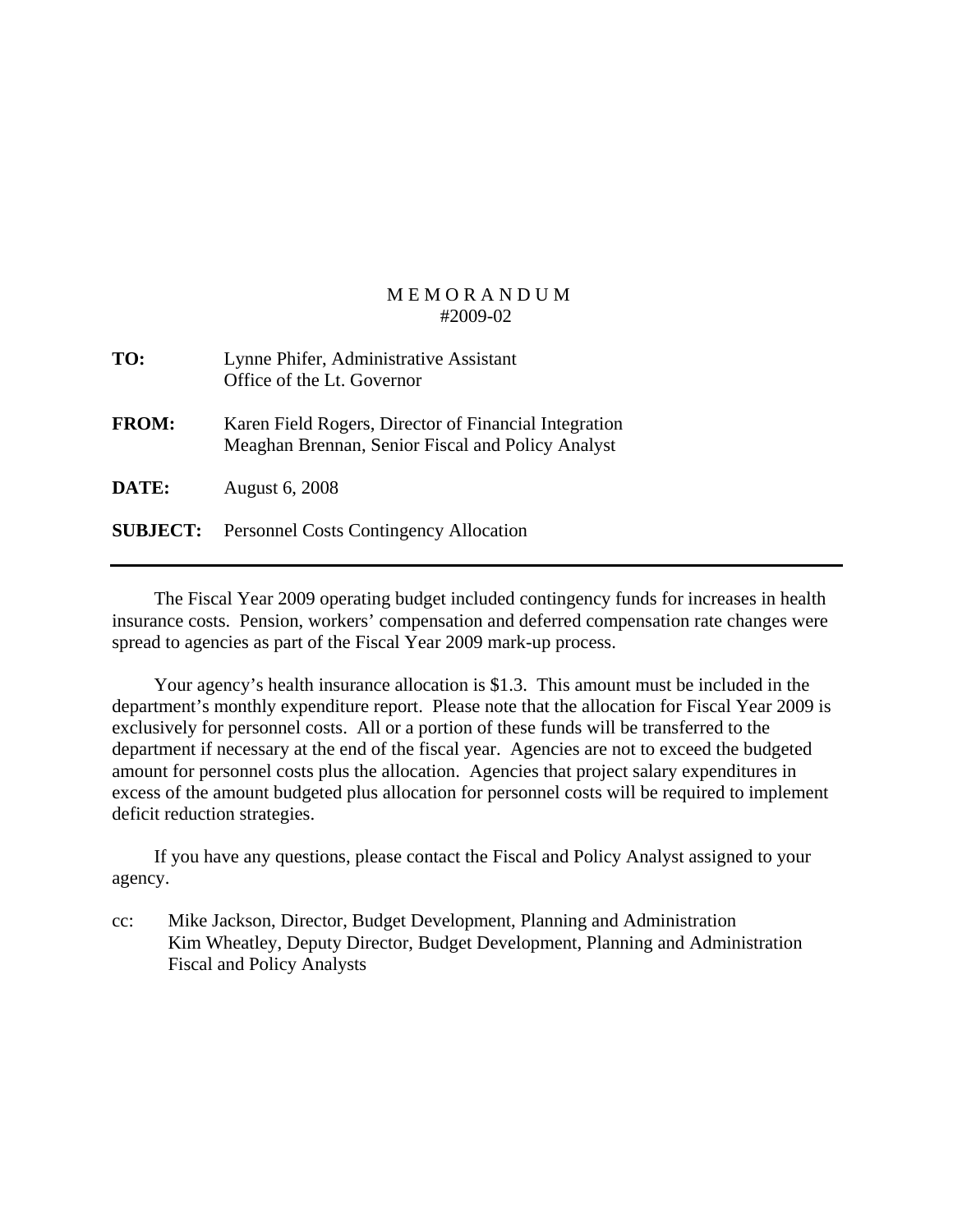# MEMORANDUM
#2009-02

**TO:** Lynne Phifer, Administrative Assistant
Office of the Lt. Governor

**FROM:** Karen Field Rogers, Director of Financial Integration
Meaghan Brennan, Senior Fiscal and Policy Analyst

**DATE:** August 6, 2008

**SUBJECT:** Personnel Costs Contingency Allocation

---

The Fiscal Year 2009 operating budget included contingency funds for increases in health insurance costs. Pension, workers' compensation and deferred compensation rate changes were spread to agencies as part of the Fiscal Year 2009 mark-up process.

Your agency's health insurance allocation is $1.3. This amount must be included in the department's monthly expenditure report. Please note that the allocation for Fiscal Year 2009 is exclusively for personnel costs. All or a portion of these funds will be transferred to the department if necessary at the end of the fiscal year. Agencies are not to exceed the budgeted amount for personnel costs plus the allocation. Agencies that project salary expenditures in excess of the amount budgeted plus allocation for personnel costs will be required to implement deficit reduction strategies.

If you have any questions, please contact the Fiscal and Policy Analyst assigned to your agency.

cc: Mike Jackson, Director, Budget Development, Planning and Administration
Kim Wheatley, Deputy Director, Budget Development, Planning and Administration
Fiscal and Policy Analysts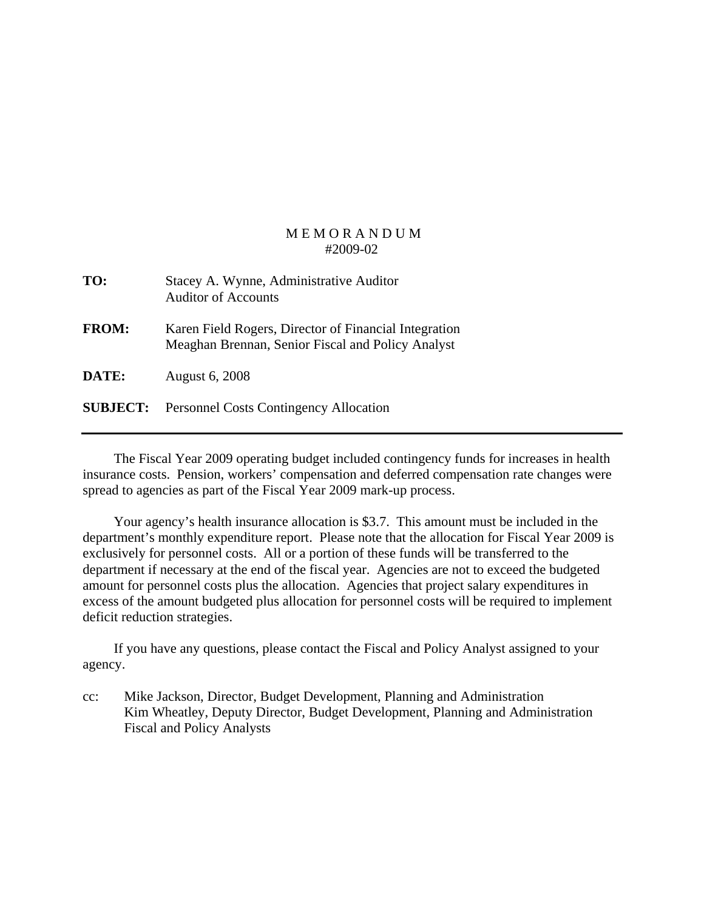M E M O R A N D U M

#2009-02

**TO:** Stacey A. Wynne, Administrative Auditor
Auditor of Accounts

**FROM:** Karen Field Rogers, Director of Financial Integration
Meaghan Brennan, Senior Fiscal and Policy Analyst

**DATE:** August 6, 2008

**SUBJECT:** Personnel Costs Contingency Allocation

---

The Fiscal Year 2009 operating budget included contingency funds for increases in health insurance costs. Pension, workers' compensation and deferred compensation rate changes were spread to agencies as part of the Fiscal Year 2009 mark-up process.

Your agency's health insurance allocation is $3.7. This amount must be included in the department's monthly expenditure report. Please note that the allocation for Fiscal Year 2009 is exclusively for personnel costs. All or a portion of these funds will be transferred to the department if necessary at the end of the fiscal year. Agencies are not to exceed the budgeted amount for personnel costs plus the allocation. Agencies that project salary expenditures in excess of the amount budgeted plus allocation for personnel costs will be required to implement deficit reduction strategies.

If you have any questions, please contact the Fiscal and Policy Analyst assigned to your agency.

cc: Mike Jackson, Director, Budget Development, Planning and Administration
Kim Wheatley, Deputy Director, Budget Development, Planning and Administration
Fiscal and Policy Analysts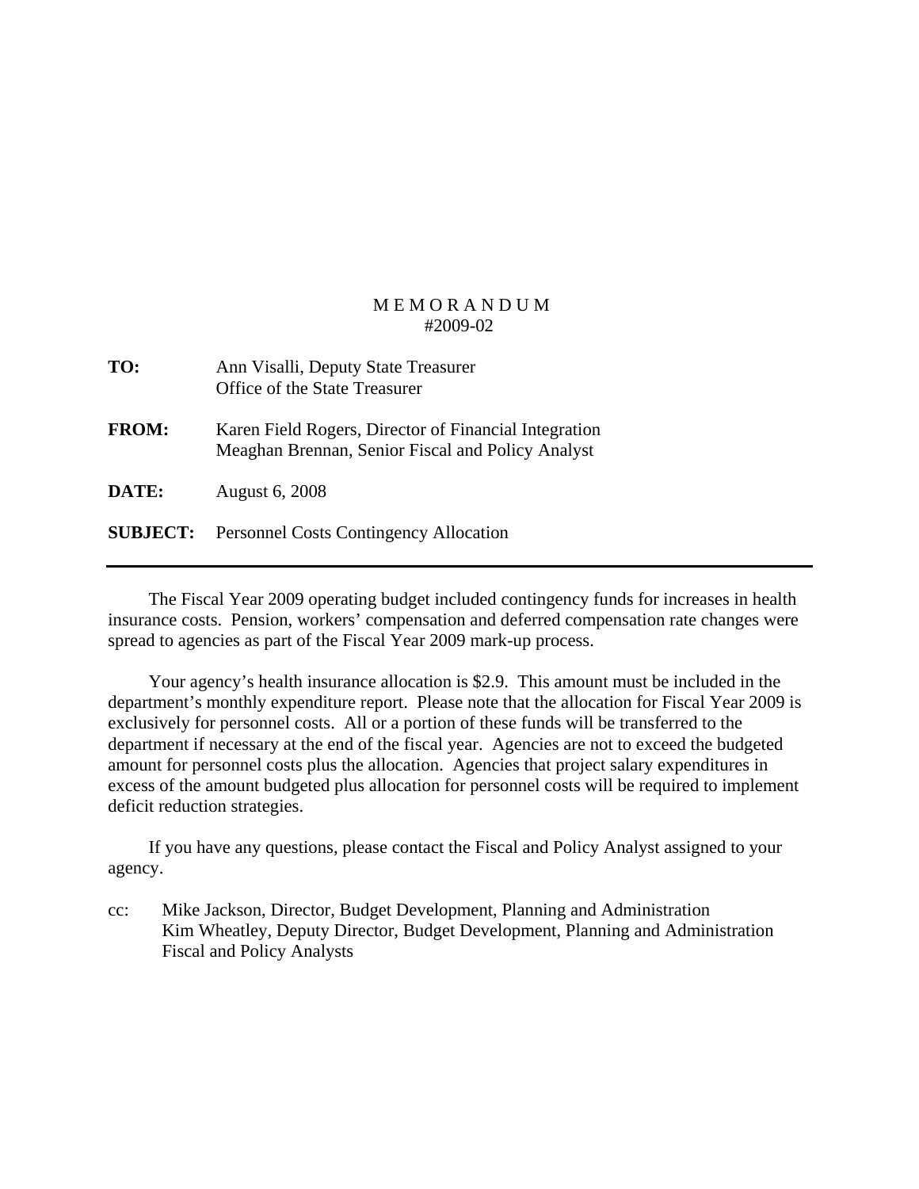M E M O R A N D U M
#2009-02

**TO:** Ann Visalli, Deputy State Treasurer
Office of the State Treasurer

**FROM:** Karen Field Rogers, Director of Financial Integration
Meaghan Brennan, Senior Fiscal and Policy Analyst

**DATE:** August 6, 2008

**SUBJECT:** Personnel Costs Contingency Allocation

---

The Fiscal Year 2009 operating budget included contingency funds for increases in health insurance costs. Pension, workers' compensation and deferred compensation rate changes were spread to agencies as part of the Fiscal Year 2009 mark-up process.

Your agency's health insurance allocation is $2.9. This amount must be included in the department's monthly expenditure report. Please note that the allocation for Fiscal Year 2009 is exclusively for personnel costs. All or a portion of these funds will be transferred to the department if necessary at the end of the fiscal year. Agencies are not to exceed the budgeted amount for personnel costs plus the allocation. Agencies that project salary expenditures in excess of the amount budgeted plus allocation for personnel costs will be required to implement deficit reduction strategies.

If you have any questions, please contact the Fiscal and Policy Analyst assigned to your agency.

cc: Mike Jackson, Director, Budget Development, Planning and Administration
Kim Wheatley, Deputy Director, Budget Development, Planning and Administration
Fiscal and Policy Analysts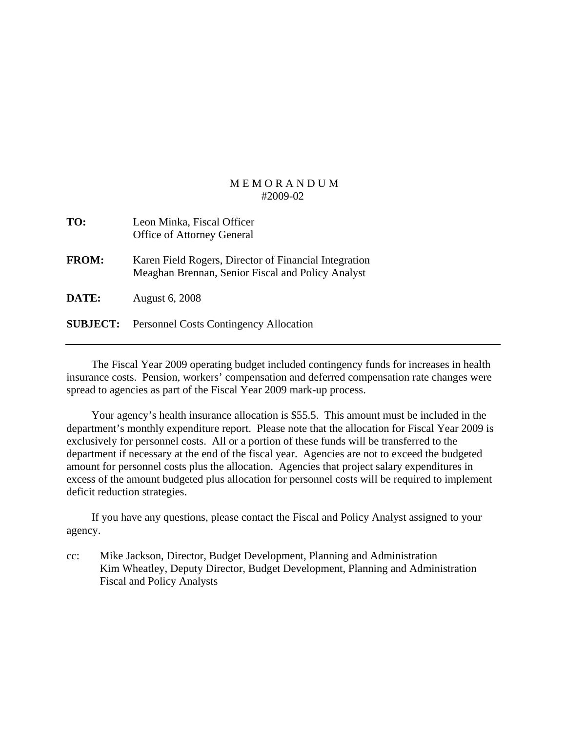# M E M O R A N D U M
#2009-02

**TO:** Leon Minka, Fiscal Officer
Office of Attorney General

**FROM:** Karen Field Rogers, Director of Financial Integration
Meaghan Brennan, Senior Fiscal and Policy Analyst

**DATE:** August 6, 2008

**SUBJECT:** Personnel Costs Contingency Allocation

---

The Fiscal Year 2009 operating budget included contingency funds for increases in health insurance costs. Pension, workers' compensation and deferred compensation rate changes were spread to agencies as part of the Fiscal Year 2009 mark-up process.

Your agency's health insurance allocation is $55.5. This amount must be included in the department's monthly expenditure report. Please note that the allocation for Fiscal Year 2009 is exclusively for personnel costs. All or a portion of these funds will be transferred to the department if necessary at the end of the fiscal year. Agencies are not to exceed the budgeted amount for personnel costs plus the allocation. Agencies that project salary expenditures in excess of the amount budgeted plus allocation for personnel costs will be required to implement deficit reduction strategies.

If you have any questions, please contact the Fiscal and Policy Analyst assigned to your agency.

cc: Mike Jackson, Director, Budget Development, Planning and Administration
Kim Wheatley, Deputy Director, Budget Development, Planning and Administration
Fiscal and Policy Analysts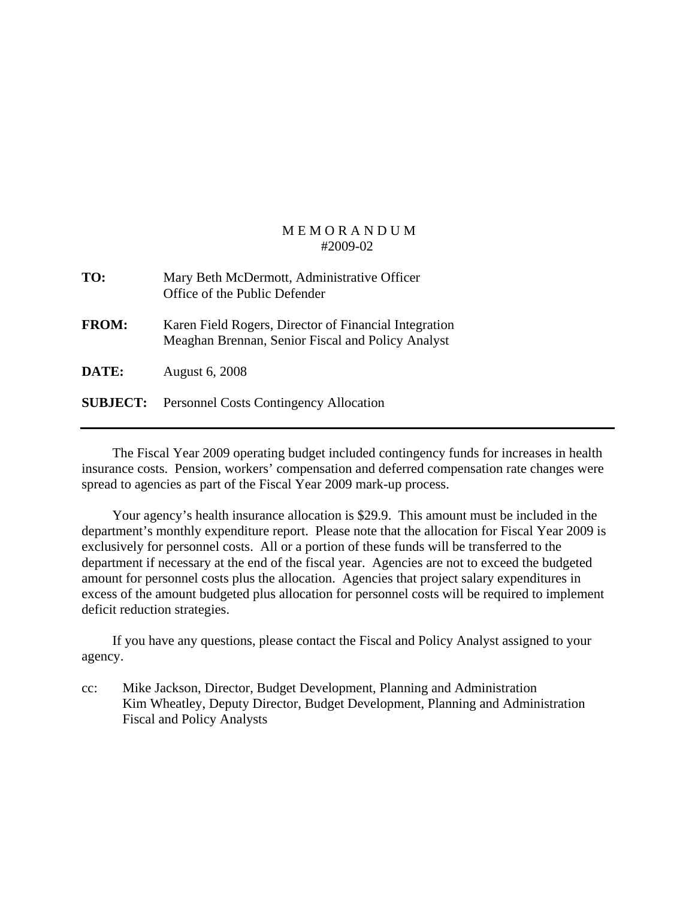MEMORANDUM
#2009-02

**TO:** Mary Beth McDermott, Administrative Officer
Office of the Public Defender

**FROM:** Karen Field Rogers, Director of Financial Integration
Meaghan Brennan, Senior Fiscal and Policy Analyst

**DATE:** August 6, 2008

**SUBJECT:** Personnel Costs Contingency Allocation

---

The Fiscal Year 2009 operating budget included contingency funds for increases in health insurance costs. Pension, workers' compensation and deferred compensation rate changes were spread to agencies as part of the Fiscal Year 2009 mark-up process.

Your agency's health insurance allocation is $29.9. This amount must be included in the department's monthly expenditure report. Please note that the allocation for Fiscal Year 2009 is exclusively for personnel costs. All or a portion of these funds will be transferred to the department if necessary at the end of the fiscal year. Agencies are not to exceed the budgeted amount for personnel costs plus the allocation. Agencies that project salary expenditures in excess of the amount budgeted plus allocation for personnel costs will be required to implement deficit reduction strategies.

If you have any questions, please contact the Fiscal and Policy Analyst assigned to your agency.

cc: Mike Jackson, Director, Budget Development, Planning and Administration
Kim Wheatley, Deputy Director, Budget Development, Planning and Administration
Fiscal and Policy Analysts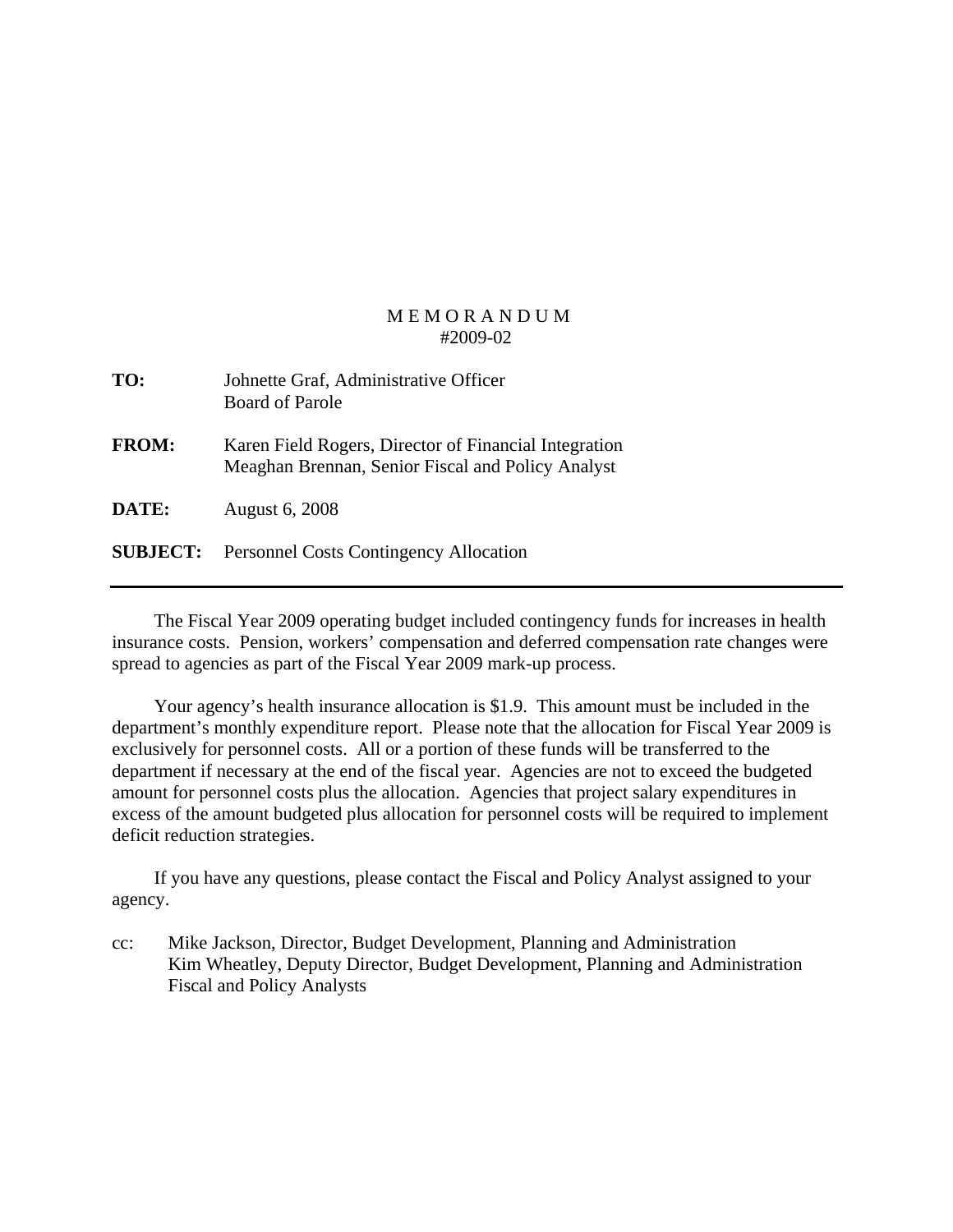# MEMORANDUM
#2009-02

**TO:** Johnette Graf, Administrative Officer
Board of Parole

**FROM:** Karen Field Rogers, Director of Financial Integration
Meaghan Brennan, Senior Fiscal and Policy Analyst

**DATE:** August 6, 2008

**SUBJECT:** Personnel Costs Contingency Allocation

---

The Fiscal Year 2009 operating budget included contingency funds for increases in health insurance costs. Pension, workers' compensation and deferred compensation rate changes were spread to agencies as part of the Fiscal Year 2009 mark-up process.

Your agency's health insurance allocation is $1.9. This amount must be included in the department's monthly expenditure report. Please note that the allocation for Fiscal Year 2009 is exclusively for personnel costs. All or a portion of these funds will be transferred to the department if necessary at the end of the fiscal year. Agencies are not to exceed the budgeted amount for personnel costs plus the allocation. Agencies that project salary expenditures in excess of the amount budgeted plus allocation for personnel costs will be required to implement deficit reduction strategies.

If you have any questions, please contact the Fiscal and Policy Analyst assigned to your agency.

cc: Mike Jackson, Director, Budget Development, Planning and Administration
Kim Wheatley, Deputy Director, Budget Development, Planning and Administration
Fiscal and Policy Analysts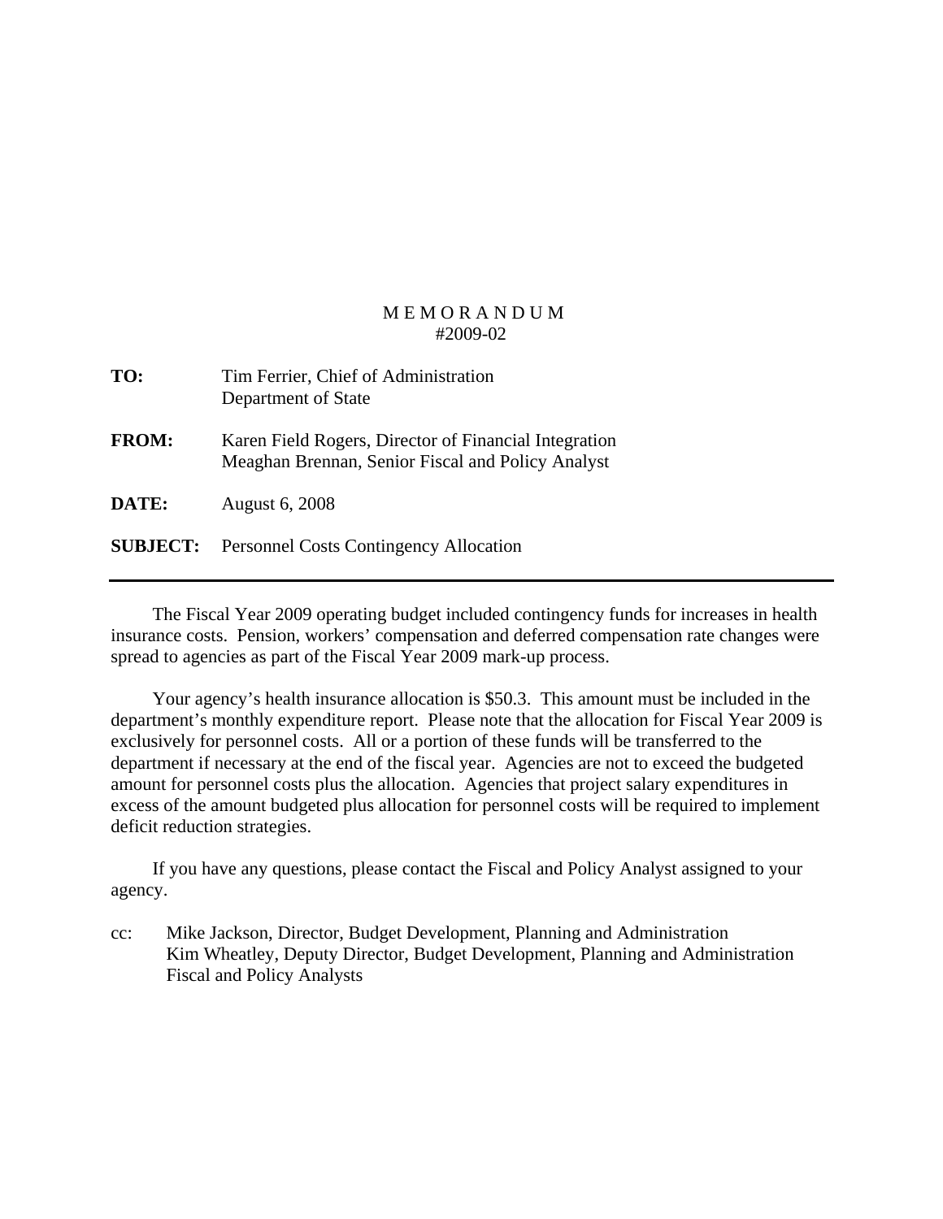# M E M O R A N D U M
#2009-02

**TO:** Tim Ferrier, Chief of Administration
Department of State

**FROM:** Karen Field Rogers, Director of Financial Integration
Meaghan Brennan, Senior Fiscal and Policy Analyst

**DATE:** August 6, 2008

**SUBJECT:** Personnel Costs Contingency Allocation

---

The Fiscal Year 2009 operating budget included contingency funds for increases in health insurance costs. Pension, workers' compensation and deferred compensation rate changes were spread to agencies as part of the Fiscal Year 2009 mark-up process.

Your agency's health insurance allocation is $50.3. This amount must be included in the department's monthly expenditure report. Please note that the allocation for Fiscal Year 2009 is exclusively for personnel costs. All or a portion of these funds will be transferred to the department if necessary at the end of the fiscal year. Agencies are not to exceed the budgeted amount for personnel costs plus the allocation. Agencies that project salary expenditures in excess of the amount budgeted plus allocation for personnel costs will be required to implement deficit reduction strategies.

If you have any questions, please contact the Fiscal and Policy Analyst assigned to your agency.

cc: Mike Jackson, Director, Budget Development, Planning and Administration
Kim Wheatley, Deputy Director, Budget Development, Planning and Administration
Fiscal and Policy Analysts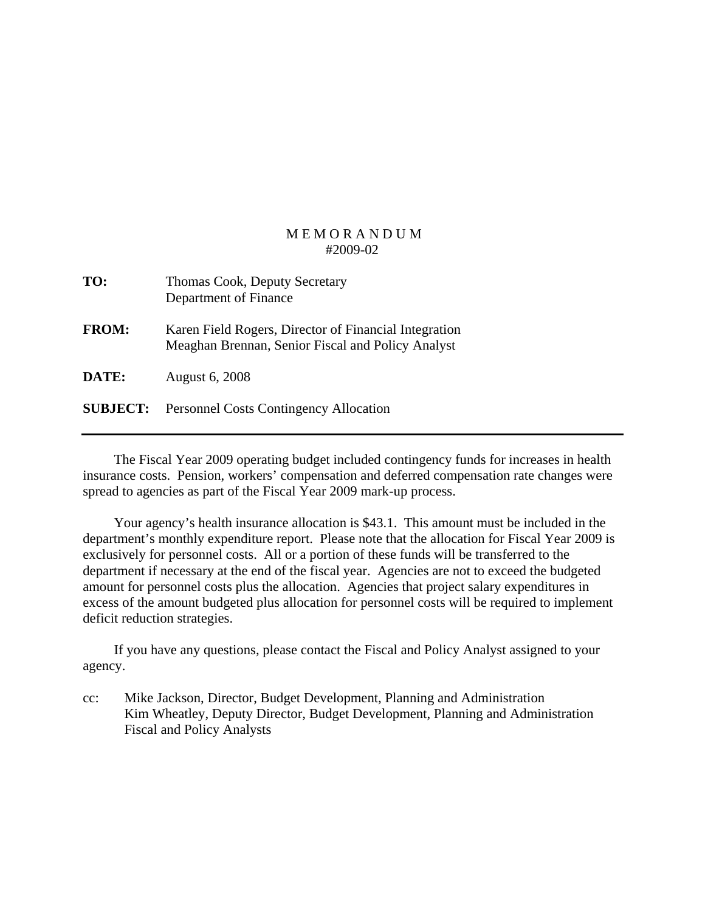# M E M O R A N D U M
#2009-02

**TO:** Thomas Cook, Deputy Secretary
Department of Finance

**FROM:** Karen Field Rogers, Director of Financial Integration
Meaghan Brennan, Senior Fiscal and Policy Analyst

**DATE:** August 6, 2008

**SUBJECT:** Personnel Costs Contingency Allocation

---

The Fiscal Year 2009 operating budget included contingency funds for increases in health insurance costs. Pension, workers' compensation and deferred compensation rate changes were spread to agencies as part of the Fiscal Year 2009 mark-up process.

Your agency's health insurance allocation is $43.1. This amount must be included in the department's monthly expenditure report. Please note that the allocation for Fiscal Year 2009 is exclusively for personnel costs. All or a portion of these funds will be transferred to the department if necessary at the end of the fiscal year. Agencies are not to exceed the budgeted amount for personnel costs plus the allocation. Agencies that project salary expenditures in excess of the amount budgeted plus allocation for personnel costs will be required to implement deficit reduction strategies.

If you have any questions, please contact the Fiscal and Policy Analyst assigned to your agency.

cc: Mike Jackson, Director, Budget Development, Planning and Administration
Kim Wheatley, Deputy Director, Budget Development, Planning and Administration
Fiscal and Policy Analysts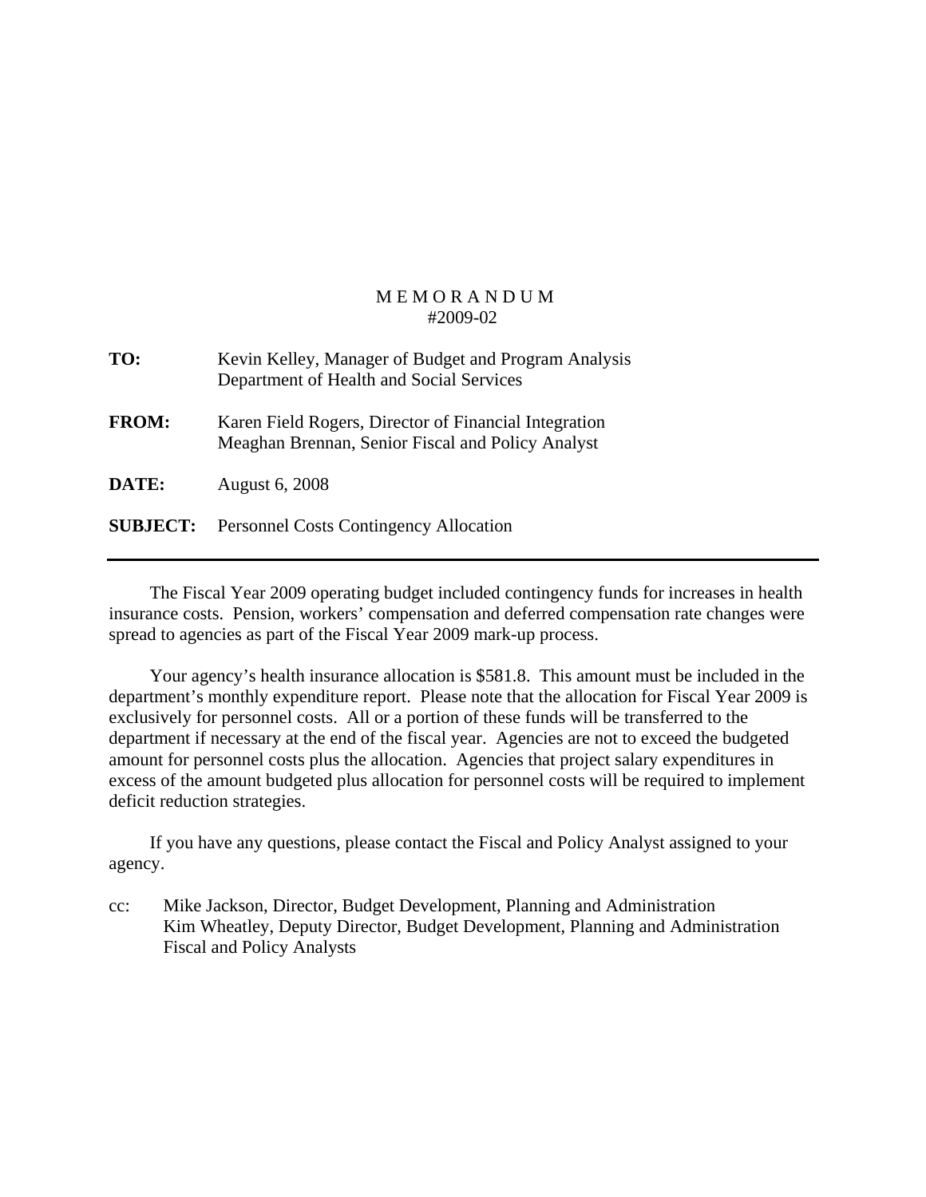M E M O R A N D U M
#2009-02

| | |
|---|---|
| **TO:** | Kevin Kelley, Manager of Budget and Program Analysis<br>Department of Health and Social Services |
| **FROM:** | Karen Field Rogers, Director of Financial Integration<br>Meaghan Brennan, Senior Fiscal and Policy Analyst |
| **DATE:** | August 6, 2008 |
| **SUBJECT:** | Personnel Costs Contingency Allocation |

---

The Fiscal Year 2009 operating budget included contingency funds for increases in health insurance costs. Pension, workers' compensation and deferred compensation rate changes were spread to agencies as part of the Fiscal Year 2009 mark-up process.

Your agency's health insurance allocation is $581.8. This amount must be included in the department's monthly expenditure report. Please note that the allocation for Fiscal Year 2009 is exclusively for personnel costs. All or a portion of these funds will be transferred to the department if necessary at the end of the fiscal year. Agencies are not to exceed the budgeted amount for personnel costs plus the allocation. Agencies that project salary expenditures in excess of the amount budgeted plus allocation for personnel costs will be required to implement deficit reduction strategies.

If you have any questions, please contact the Fiscal and Policy Analyst assigned to your agency.

cc: Mike Jackson, Director, Budget Development, Planning and Administration
Kim Wheatley, Deputy Director, Budget Development, Planning and Administration
Fiscal and Policy Analysts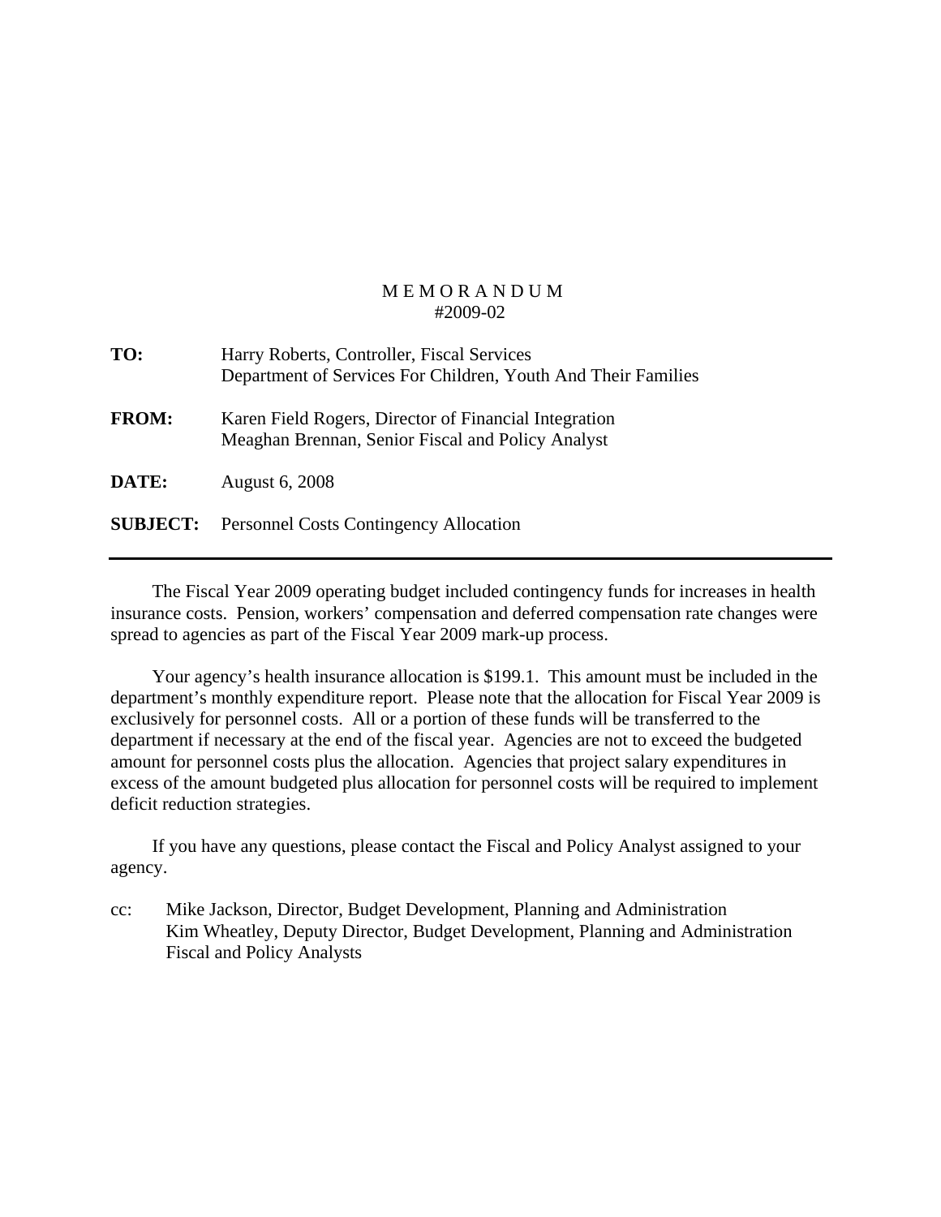# M E M O R A N D U M
#2009-02

**TO:** Harry Roberts, Controller, Fiscal Services
Department of Services For Children, Youth And Their Families

**FROM:** Karen Field Rogers, Director of Financial Integration
Meaghan Brennan, Senior Fiscal and Policy Analyst

**DATE:** August 6, 2008

**SUBJECT:** Personnel Costs Contingency Allocation

---

The Fiscal Year 2009 operating budget included contingency funds for increases in health insurance costs. Pension, workers' compensation and deferred compensation rate changes were spread to agencies as part of the Fiscal Year 2009 mark-up process.

Your agency's health insurance allocation is $199.1. This amount must be included in the department's monthly expenditure report. Please note that the allocation for Fiscal Year 2009 is exclusively for personnel costs. All or a portion of these funds will be transferred to the department if necessary at the end of the fiscal year. Agencies are not to exceed the budgeted amount for personnel costs plus the allocation. Agencies that project salary expenditures in excess of the amount budgeted plus allocation for personnel costs will be required to implement deficit reduction strategies.

If you have any questions, please contact the Fiscal and Policy Analyst assigned to your agency.

cc: Mike Jackson, Director, Budget Development, Planning and Administration
Kim Wheatley, Deputy Director, Budget Development, Planning and Administration
Fiscal and Policy Analysts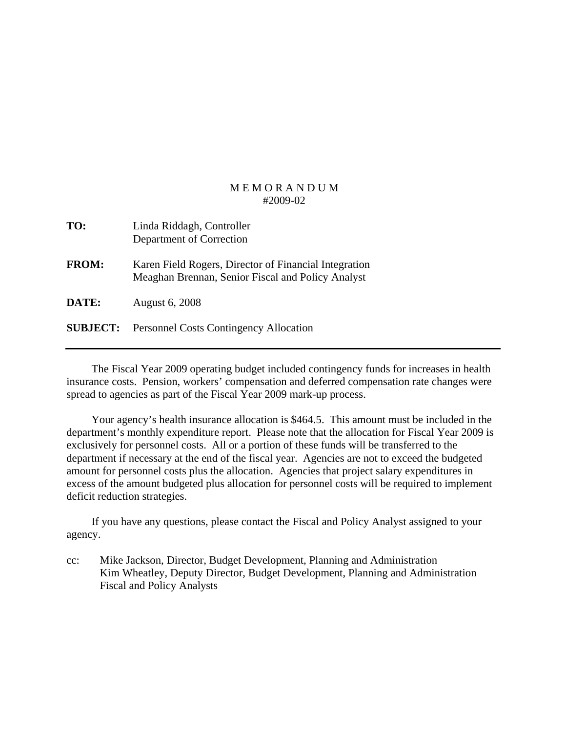# M E M O R A N D U M
#2009-02

**TO:** Linda Riddagh, Controller
Department of Correction

**FROM:** Karen Field Rogers, Director of Financial Integration
Meaghan Brennan, Senior Fiscal and Policy Analyst

**DATE:** August 6, 2008

**SUBJECT:** Personnel Costs Contingency Allocation

---

The Fiscal Year 2009 operating budget included contingency funds for increases in health insurance costs. Pension, workers' compensation and deferred compensation rate changes were spread to agencies as part of the Fiscal Year 2009 mark-up process.

Your agency's health insurance allocation is $464.5. This amount must be included in the department's monthly expenditure report. Please note that the allocation for Fiscal Year 2009 is exclusively for personnel costs. All or a portion of these funds will be transferred to the department if necessary at the end of the fiscal year. Agencies are not to exceed the budgeted amount for personnel costs plus the allocation. Agencies that project salary expenditures in excess of the amount budgeted plus allocation for personnel costs will be required to implement deficit reduction strategies.

If you have any questions, please contact the Fiscal and Policy Analyst assigned to your agency.

cc: Mike Jackson, Director, Budget Development, Planning and Administration
Kim Wheatley, Deputy Director, Budget Development, Planning and Administration
Fiscal and Policy Analysts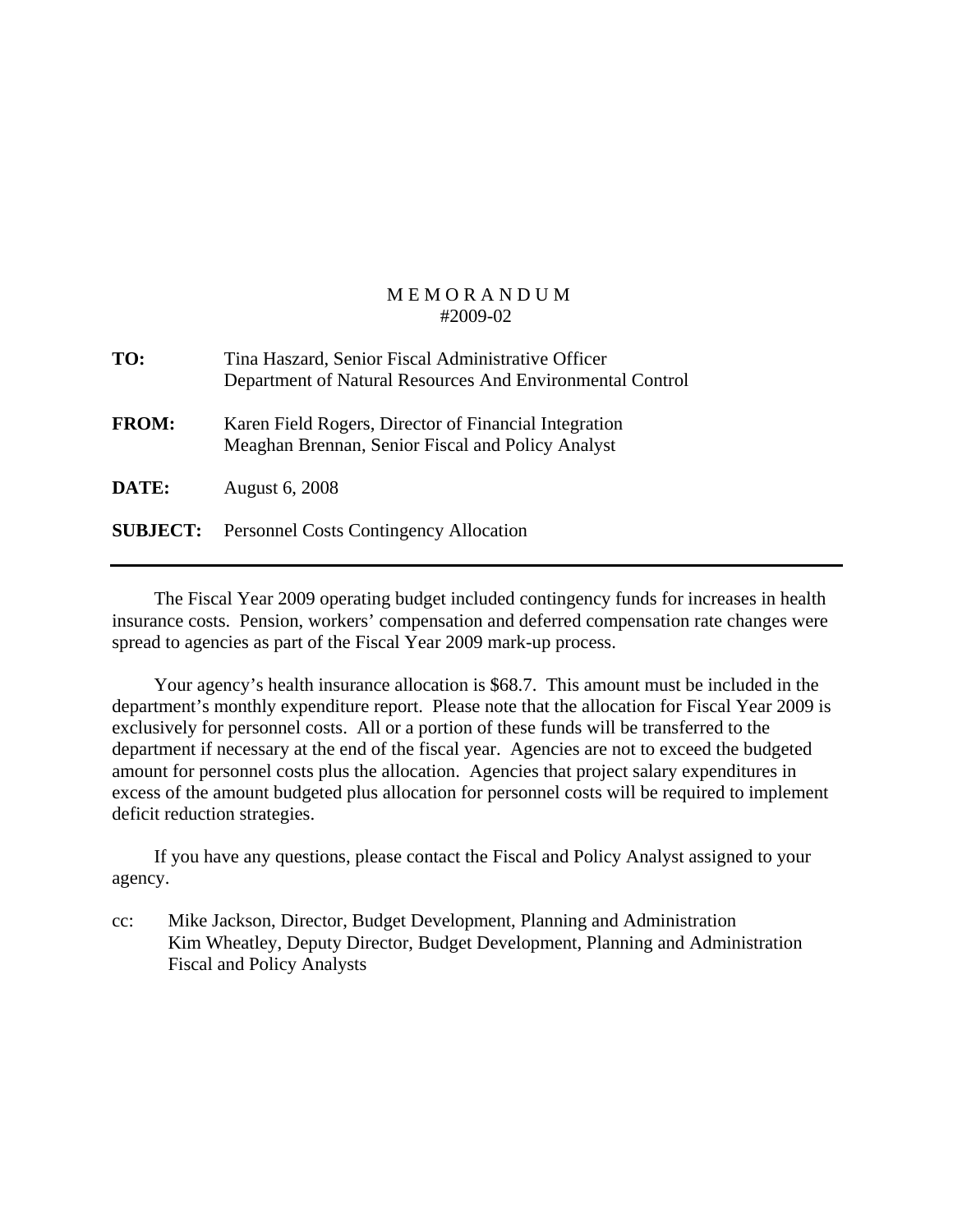# M E M O R A N D U M
#2009-02

**TO:** Tina Haszard, Senior Fiscal Administrative Officer
Department of Natural Resources And Environmental Control

**FROM:** Karen Field Rogers, Director of Financial Integration
Meaghan Brennan, Senior Fiscal and Policy Analyst

**DATE:** August 6, 2008

**SUBJECT:** Personnel Costs Contingency Allocation

---

The Fiscal Year 2009 operating budget included contingency funds for increases in health insurance costs. Pension, workers' compensation and deferred compensation rate changes were spread to agencies as part of the Fiscal Year 2009 mark-up process.

Your agency's health insurance allocation is $68.7. This amount must be included in the department's monthly expenditure report. Please note that the allocation for Fiscal Year 2009 is exclusively for personnel costs. All or a portion of these funds will be transferred to the department if necessary at the end of the fiscal year. Agencies are not to exceed the budgeted amount for personnel costs plus the allocation. Agencies that project salary expenditures in excess of the amount budgeted plus allocation for personnel costs will be required to implement deficit reduction strategies.

If you have any questions, please contact the Fiscal and Policy Analyst assigned to your agency.

cc: Mike Jackson, Director, Budget Development, Planning and Administration
Kim Wheatley, Deputy Director, Budget Development, Planning and Administration
Fiscal and Policy Analysts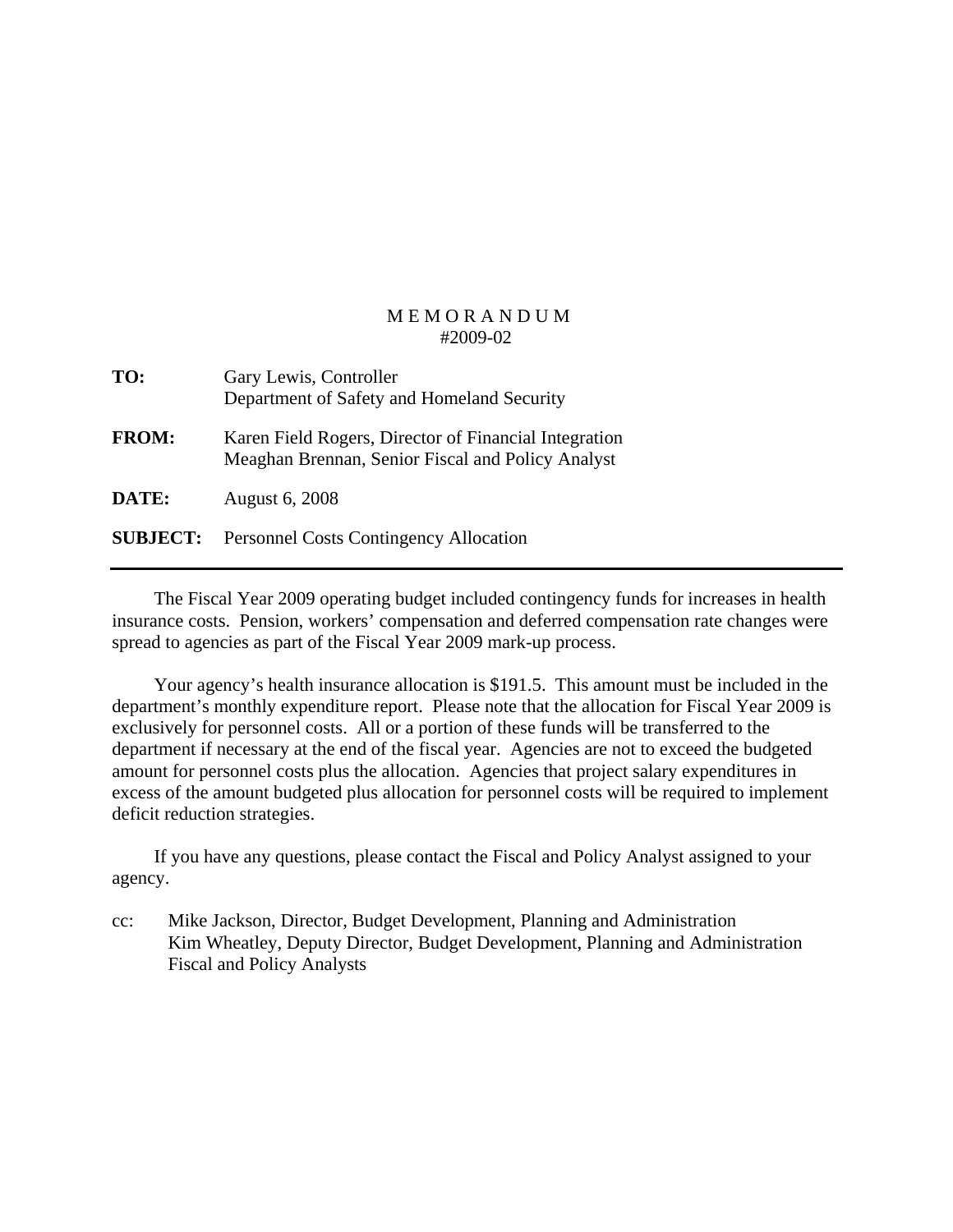# M E M O R A N D U M
#2009-02

**TO:** Gary Lewis, Controller
Department of Safety and Homeland Security

**FROM:** Karen Field Rogers, Director of Financial Integration
Meaghan Brennan, Senior Fiscal and Policy Analyst

**DATE:** August 6, 2008

**SUBJECT:** Personnel Costs Contingency Allocation

---

The Fiscal Year 2009 operating budget included contingency funds for increases in health insurance costs. Pension, workers' compensation and deferred compensation rate changes were spread to agencies as part of the Fiscal Year 2009 mark-up process.

Your agency's health insurance allocation is $191.5. This amount must be included in the department's monthly expenditure report. Please note that the allocation for Fiscal Year 2009 is exclusively for personnel costs. All or a portion of these funds will be transferred to the department if necessary at the end of the fiscal year. Agencies are not to exceed the budgeted amount for personnel costs plus the allocation. Agencies that project salary expenditures in excess of the amount budgeted plus allocation for personnel costs will be required to implement deficit reduction strategies.

If you have any questions, please contact the Fiscal and Policy Analyst assigned to your agency.

cc: Mike Jackson, Director, Budget Development, Planning and Administration
Kim Wheatley, Deputy Director, Budget Development, Planning and Administration
Fiscal and Policy Analysts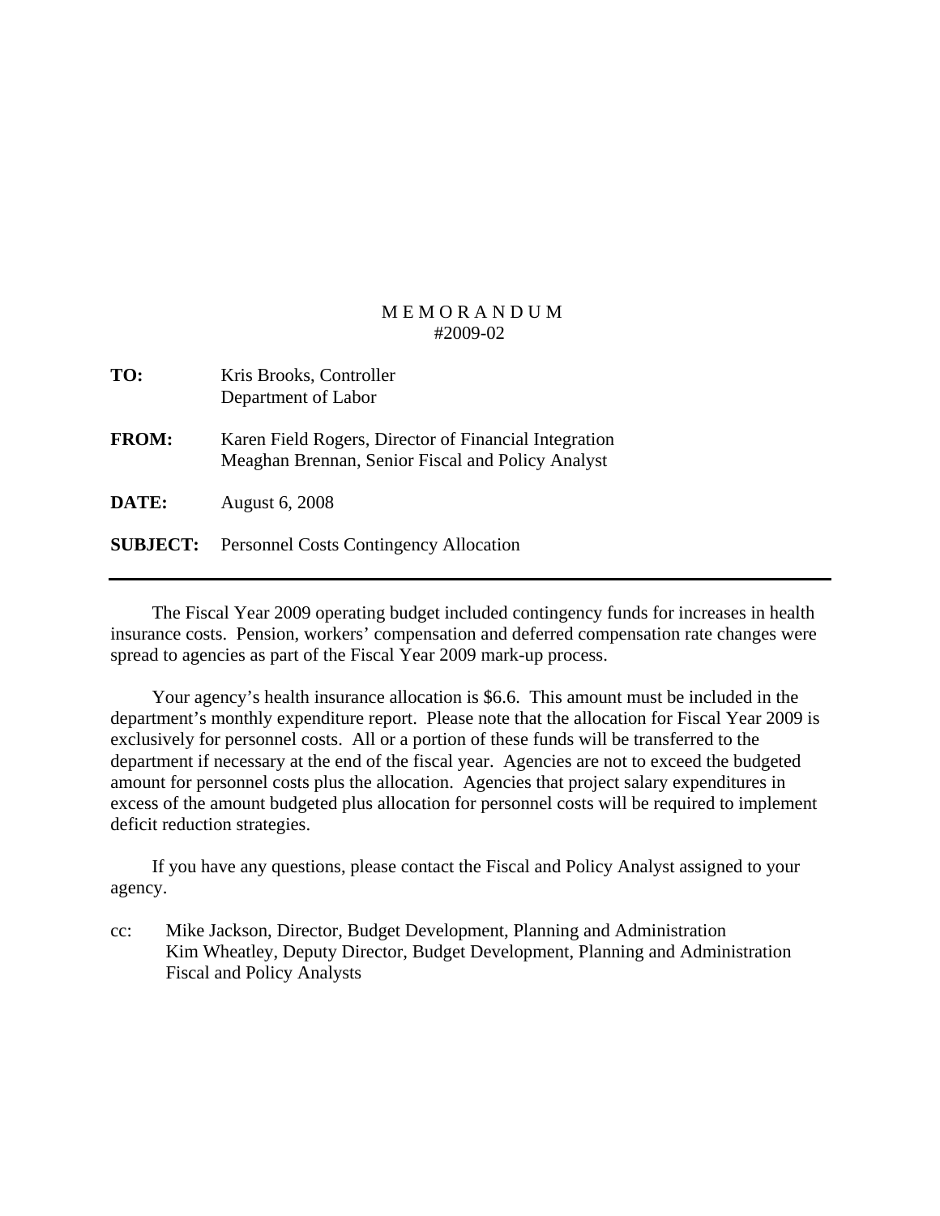# M E M O R A N D U M
#2009-02

**TO:** Kris Brooks, Controller
Department of Labor

**FROM:** Karen Field Rogers, Director of Financial Integration
Meaghan Brennan, Senior Fiscal and Policy Analyst

**DATE:** August 6, 2008

**SUBJECT:** Personnel Costs Contingency Allocation

---

The Fiscal Year 2009 operating budget included contingency funds for increases in health insurance costs. Pension, workers' compensation and deferred compensation rate changes were spread to agencies as part of the Fiscal Year 2009 mark-up process.

Your agency's health insurance allocation is $6.6. This amount must be included in the department's monthly expenditure report. Please note that the allocation for Fiscal Year 2009 is exclusively for personnel costs. All or a portion of these funds will be transferred to the department if necessary at the end of the fiscal year. Agencies are not to exceed the budgeted amount for personnel costs plus the allocation. Agencies that project salary expenditures in excess of the amount budgeted plus allocation for personnel costs will be required to implement deficit reduction strategies.

If you have any questions, please contact the Fiscal and Policy Analyst assigned to your agency.

cc: Mike Jackson, Director, Budget Development, Planning and Administration
Kim Wheatley, Deputy Director, Budget Development, Planning and Administration
Fiscal and Policy Analysts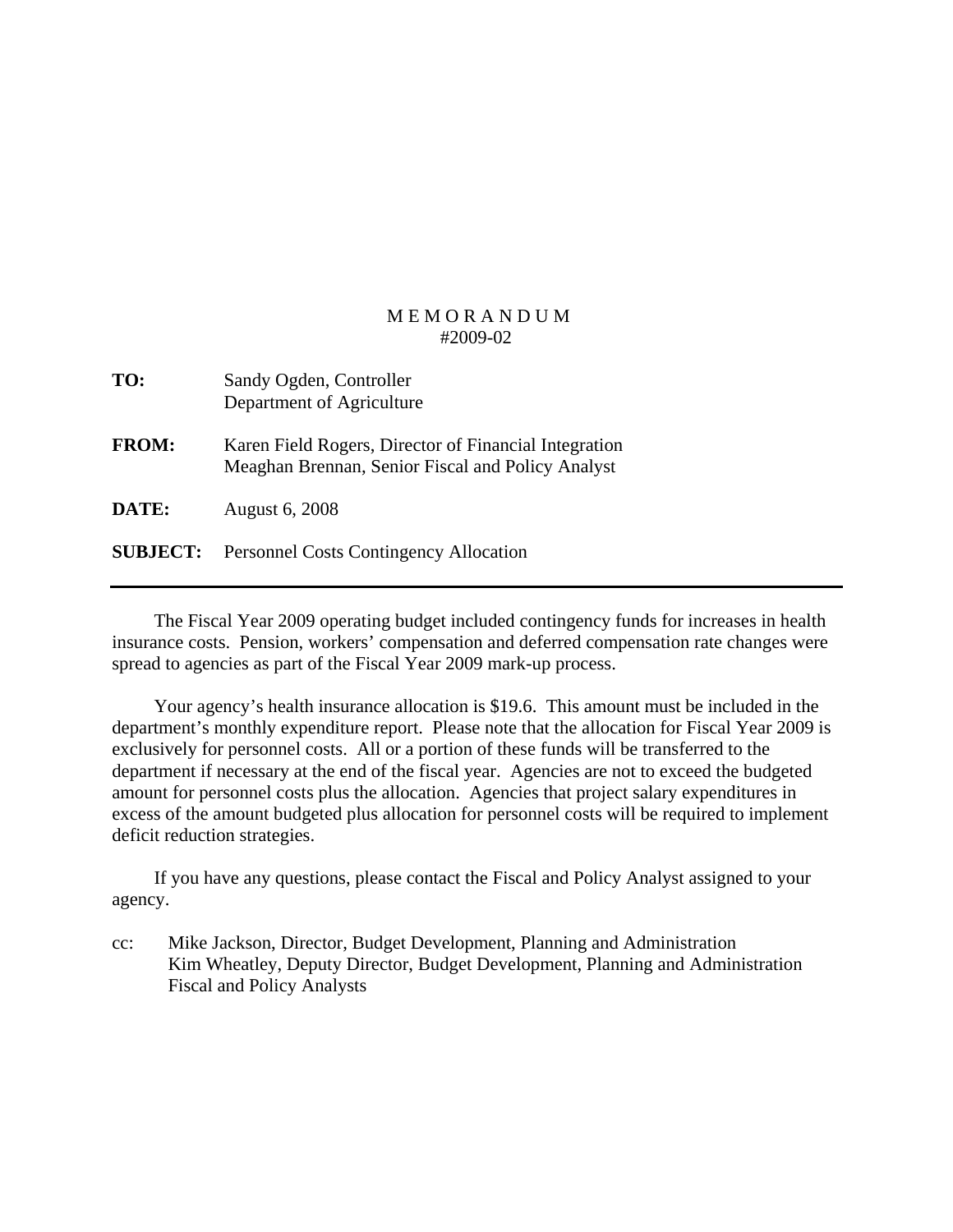# M E M O R A N D U M
#2009-02

**TO:** Sandy Ogden, Controller
Department of Agriculture

**FROM:** Karen Field Rogers, Director of Financial Integration
Meaghan Brennan, Senior Fiscal and Policy Analyst

**DATE:** August 6, 2008

**SUBJECT:** Personnel Costs Contingency Allocation

---

The Fiscal Year 2009 operating budget included contingency funds for increases in health insurance costs. Pension, workers' compensation and deferred compensation rate changes were spread to agencies as part of the Fiscal Year 2009 mark-up process.

Your agency's health insurance allocation is $19.6. This amount must be included in the department's monthly expenditure report. Please note that the allocation for Fiscal Year 2009 is exclusively for personnel costs. All or a portion of these funds will be transferred to the department if necessary at the end of the fiscal year. Agencies are not to exceed the budgeted amount for personnel costs plus the allocation. Agencies that project salary expenditures in excess of the amount budgeted plus allocation for personnel costs will be required to implement deficit reduction strategies.

If you have any questions, please contact the Fiscal and Policy Analyst assigned to your agency.

cc: Mike Jackson, Director, Budget Development, Planning and Administration
Kim Wheatley, Deputy Director, Budget Development, Planning and Administration
Fiscal and Policy Analysts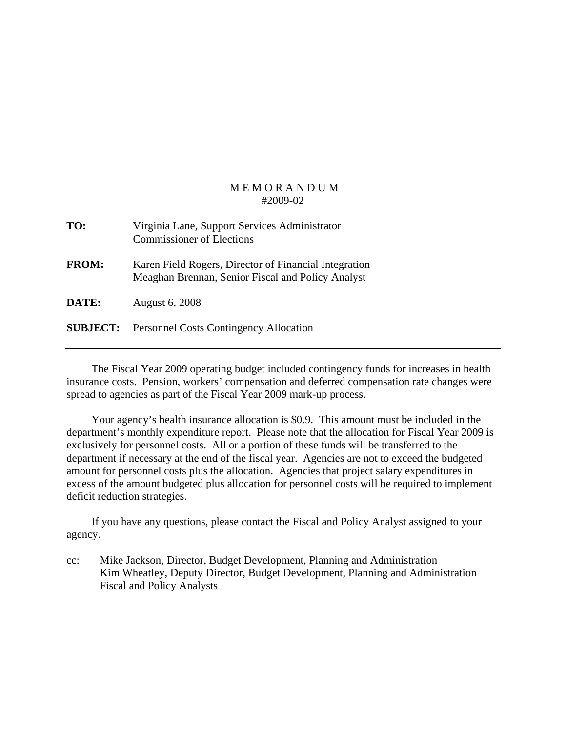# M E M O R A N D U M
#2009-02

**TO:** Virginia Lane, Support Services Administrator
Commissioner of Elections

**FROM:** Karen Field Rogers, Director of Financial Integration
Meaghan Brennan, Senior Fiscal and Policy Analyst

**DATE:** August 6, 2008

**SUBJECT:** Personnel Costs Contingency Allocation

---

The Fiscal Year 2009 operating budget included contingency funds for increases in health insurance costs. Pension, workers' compensation and deferred compensation rate changes were spread to agencies as part of the Fiscal Year 2009 mark-up process.

Your agency's health insurance allocation is $0.9. This amount must be included in the department's monthly expenditure report. Please note that the allocation for Fiscal Year 2009 is exclusively for personnel costs. All or a portion of these funds will be transferred to the department if necessary at the end of the fiscal year. Agencies are not to exceed the budgeted amount for personnel costs plus the allocation. Agencies that project salary expenditures in excess of the amount budgeted plus allocation for personnel costs will be required to implement deficit reduction strategies.

If you have any questions, please contact the Fiscal and Policy Analyst assigned to your agency.

cc: Mike Jackson, Director, Budget Development, Planning and Administration
Kim Wheatley, Deputy Director, Budget Development, Planning and Administration
Fiscal and Policy Analysts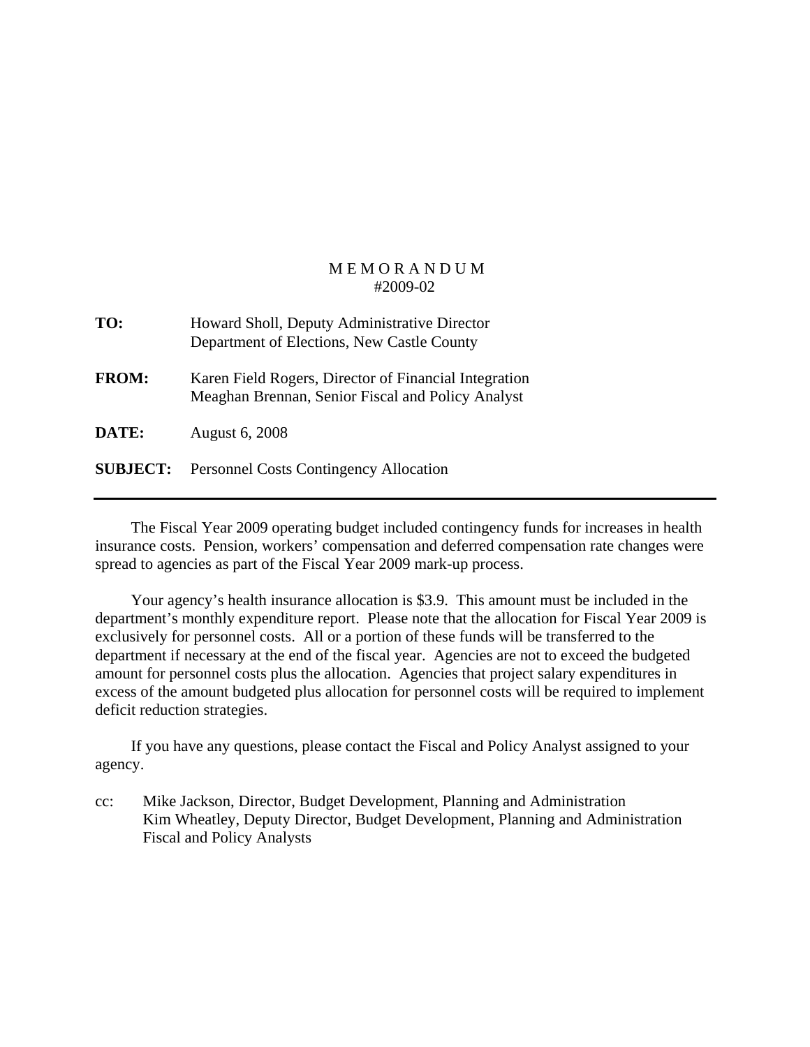# M E M O R A N D U M
#2009-02

**TO:** Howard Sholl, Deputy Administrative Director
Department of Elections, New Castle County

**FROM:** Karen Field Rogers, Director of Financial Integration
Meaghan Brennan, Senior Fiscal and Policy Analyst

**DATE:** August 6, 2008

**SUBJECT:** Personnel Costs Contingency Allocation

---

The Fiscal Year 2009 operating budget included contingency funds for increases in health insurance costs. Pension, workers' compensation and deferred compensation rate changes were spread to agencies as part of the Fiscal Year 2009 mark-up process.

Your agency's health insurance allocation is $3.9. This amount must be included in the department's monthly expenditure report. Please note that the allocation for Fiscal Year 2009 is exclusively for personnel costs. All or a portion of these funds will be transferred to the department if necessary at the end of the fiscal year. Agencies are not to exceed the budgeted amount for personnel costs plus the allocation. Agencies that project salary expenditures in excess of the amount budgeted plus allocation for personnel costs will be required to implement deficit reduction strategies.

If you have any questions, please contact the Fiscal and Policy Analyst assigned to your agency.

cc: Mike Jackson, Director, Budget Development, Planning and Administration
Kim Wheatley, Deputy Director, Budget Development, Planning and Administration
Fiscal and Policy Analysts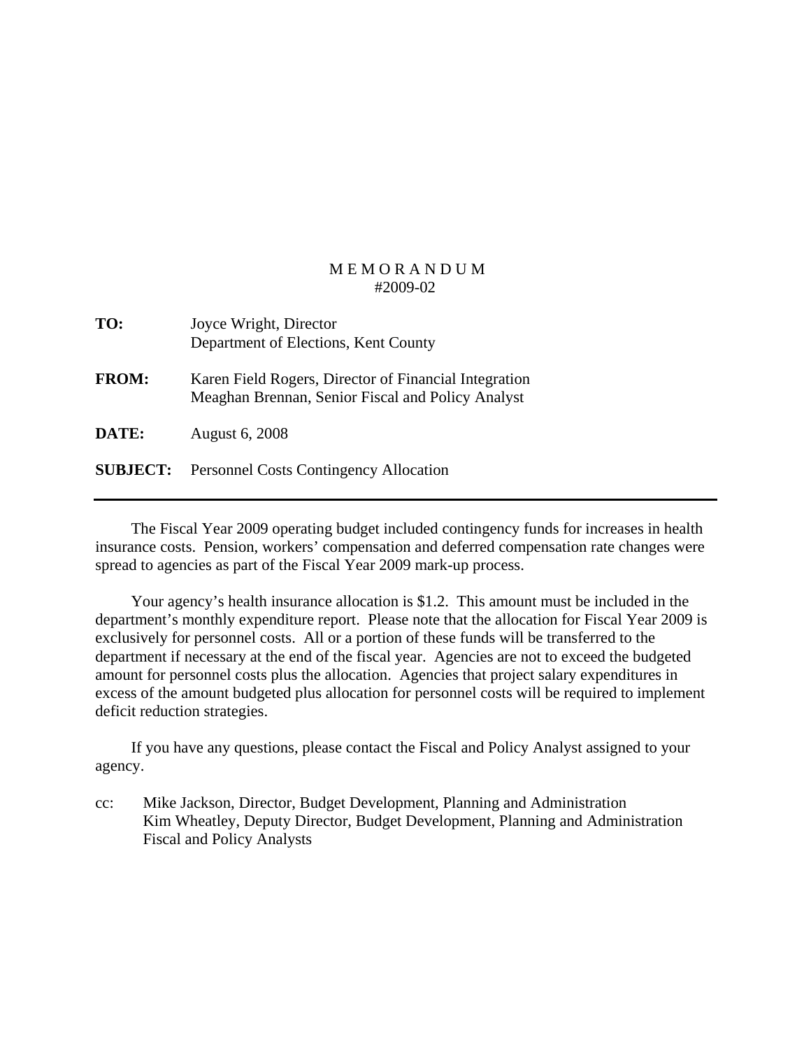M E M O R A N D U M
#2009-02

**TO:** Joyce Wright, Director
Department of Elections, Kent County

**FROM:** Karen Field Rogers, Director of Financial Integration
Meaghan Brennan, Senior Fiscal and Policy Analyst

**DATE:** August 6, 2008

**SUBJECT:** Personnel Costs Contingency Allocation

---

The Fiscal Year 2009 operating budget included contingency funds for increases in health insurance costs. Pension, workers' compensation and deferred compensation rate changes were spread to agencies as part of the Fiscal Year 2009 mark-up process.

Your agency's health insurance allocation is $1.2. This amount must be included in the department's monthly expenditure report. Please note that the allocation for Fiscal Year 2009 is exclusively for personnel costs. All or a portion of these funds will be transferred to the department if necessary at the end of the fiscal year. Agencies are not to exceed the budgeted amount for personnel costs plus the allocation. Agencies that project salary expenditures in excess of the amount budgeted plus allocation for personnel costs will be required to implement deficit reduction strategies.

If you have any questions, please contact the Fiscal and Policy Analyst assigned to your agency.

cc: Mike Jackson, Director, Budget Development, Planning and Administration
Kim Wheatley, Deputy Director, Budget Development, Planning and Administration
Fiscal and Policy Analysts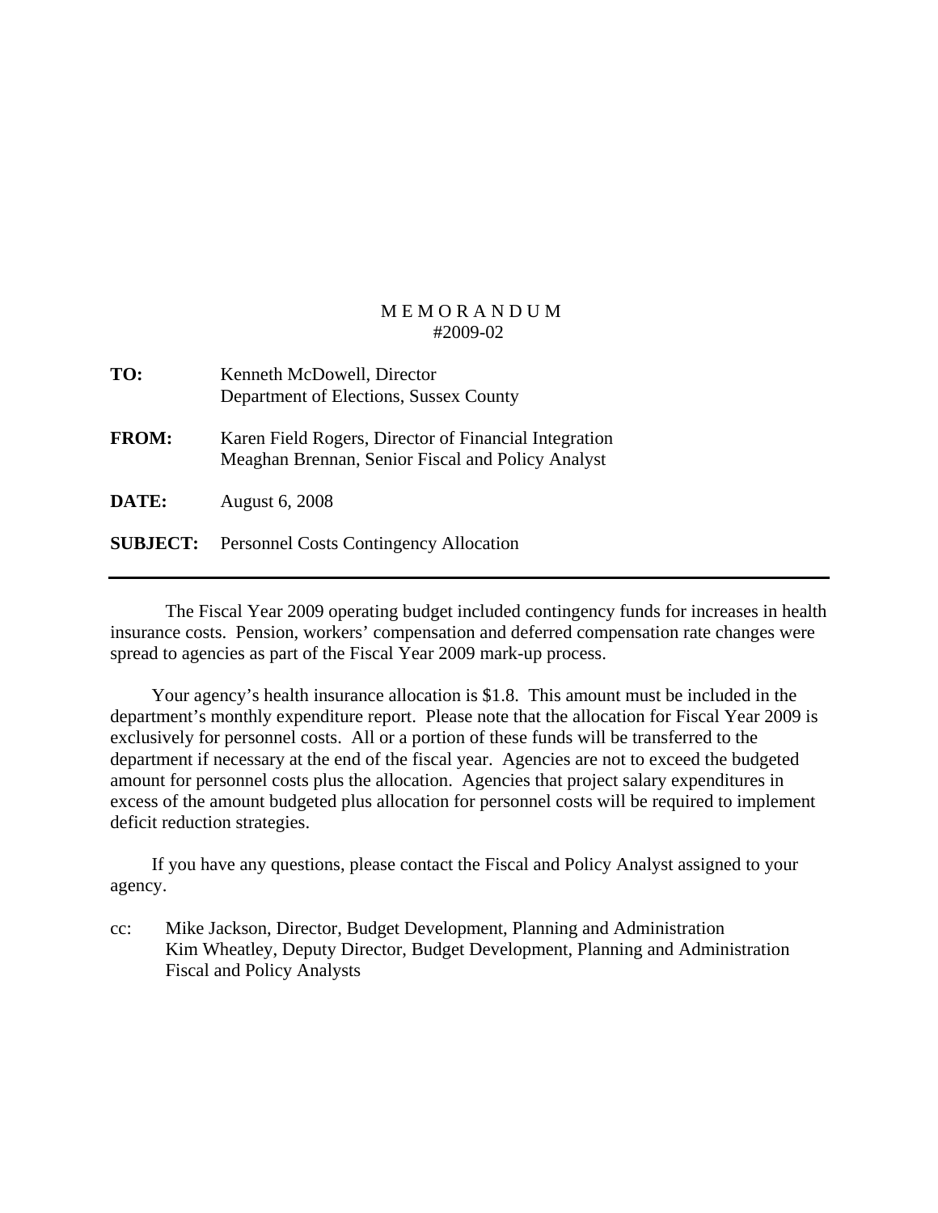# M E M O R A N D U M
#2009-02

**TO:** Kenneth McDowell, Director
Department of Elections, Sussex County

**FROM:** Karen Field Rogers, Director of Financial Integration
Meaghan Brennan, Senior Fiscal and Policy Analyst

**DATE:** August 6, 2008

**SUBJECT:** Personnel Costs Contingency Allocation

---

The Fiscal Year 2009 operating budget included contingency funds for increases in health insurance costs. Pension, workers' compensation and deferred compensation rate changes were spread to agencies as part of the Fiscal Year 2009 mark-up process.

Your agency's health insurance allocation is $1.8. This amount must be included in the department's monthly expenditure report. Please note that the allocation for Fiscal Year 2009 is exclusively for personnel costs. All or a portion of these funds will be transferred to the department if necessary at the end of the fiscal year. Agencies are not to exceed the budgeted amount for personnel costs plus the allocation. Agencies that project salary expenditures in excess of the amount budgeted plus allocation for personnel costs will be required to implement deficit reduction strategies.

If you have any questions, please contact the Fiscal and Policy Analyst assigned to your agency.

cc: Mike Jackson, Director, Budget Development, Planning and Administration
Kim Wheatley, Deputy Director, Budget Development, Planning and Administration
Fiscal and Policy Analysts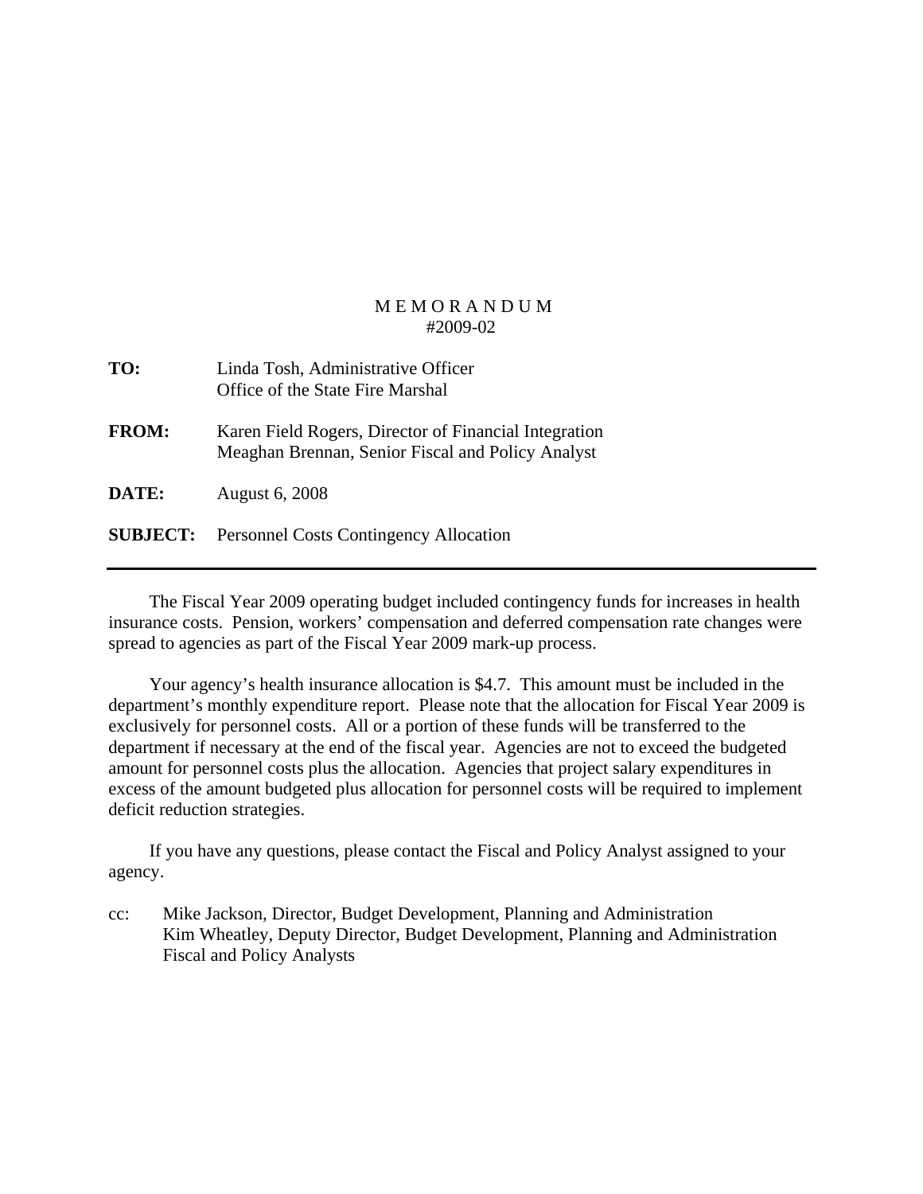# M E M O R A N D U M
## #2009-02

**TO:** Linda Tosh, Administrative Officer
Office of the State Fire Marshal

**FROM:** Karen Field Rogers, Director of Financial Integration
Meaghan Brennan, Senior Fiscal and Policy Analyst

**DATE:** August 6, 2008

**SUBJECT:** Personnel Costs Contingency Allocation

---

The Fiscal Year 2009 operating budget included contingency funds for increases in health insurance costs. Pension, workers' compensation and deferred compensation rate changes were spread to agencies as part of the Fiscal Year 2009 mark-up process.

Your agency's health insurance allocation is $4.7. This amount must be included in the department's monthly expenditure report. Please note that the allocation for Fiscal Year 2009 is exclusively for personnel costs. All or a portion of these funds will be transferred to the department if necessary at the end of the fiscal year. Agencies are not to exceed the budgeted amount for personnel costs plus the allocation. Agencies that project salary expenditures in excess of the amount budgeted plus allocation for personnel costs will be required to implement deficit reduction strategies.

If you have any questions, please contact the Fiscal and Policy Analyst assigned to your agency.

cc: Mike Jackson, Director, Budget Development, Planning and Administration
Kim Wheatley, Deputy Director, Budget Development, Planning and Administration
Fiscal and Policy Analysts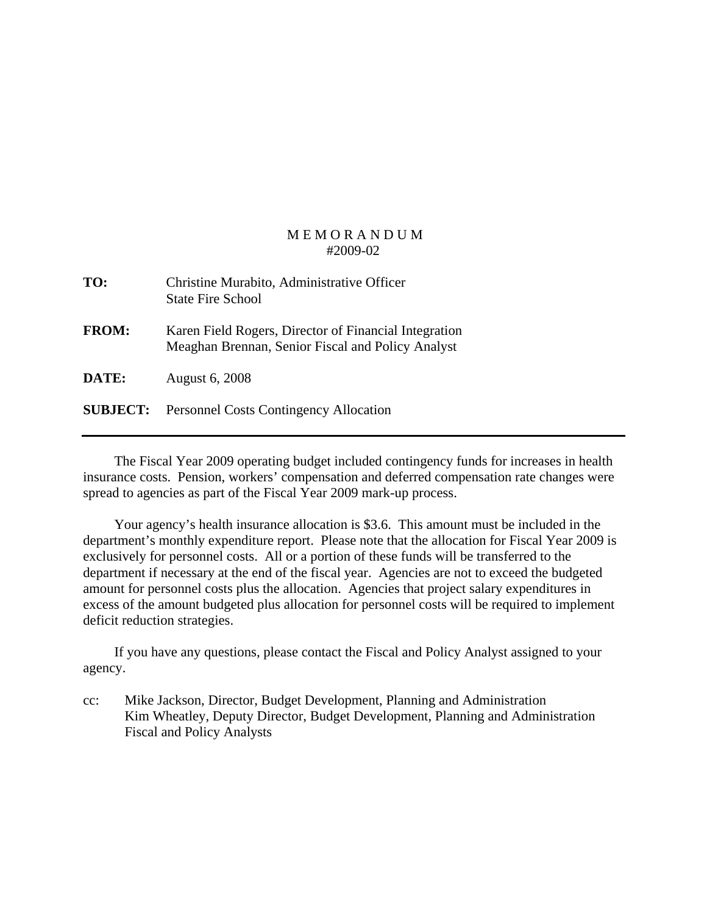# M E M O R A N D U M
## #2009-02

**TO:** Christine Murabito, Administrative Officer
State Fire School

**FROM:** Karen Field Rogers, Director of Financial Integration
Meaghan Brennan, Senior Fiscal and Policy Analyst

**DATE:** August 6, 2008

**SUBJECT:** Personnel Costs Contingency Allocation

---

The Fiscal Year 2009 operating budget included contingency funds for increases in health insurance costs. Pension, workers' compensation and deferred compensation rate changes were spread to agencies as part of the Fiscal Year 2009 mark-up process.

Your agency's health insurance allocation is $3.6. This amount must be included in the department's monthly expenditure report. Please note that the allocation for Fiscal Year 2009 is exclusively for personnel costs. All or a portion of these funds will be transferred to the department if necessary at the end of the fiscal year. Agencies are not to exceed the budgeted amount for personnel costs plus the allocation. Agencies that project salary expenditures in excess of the amount budgeted plus allocation for personnel costs will be required to implement deficit reduction strategies.

If you have any questions, please contact the Fiscal and Policy Analyst assigned to your agency.

cc: Mike Jackson, Director, Budget Development, Planning and Administration
Kim Wheatley, Deputy Director, Budget Development, Planning and Administration
Fiscal and Policy Analysts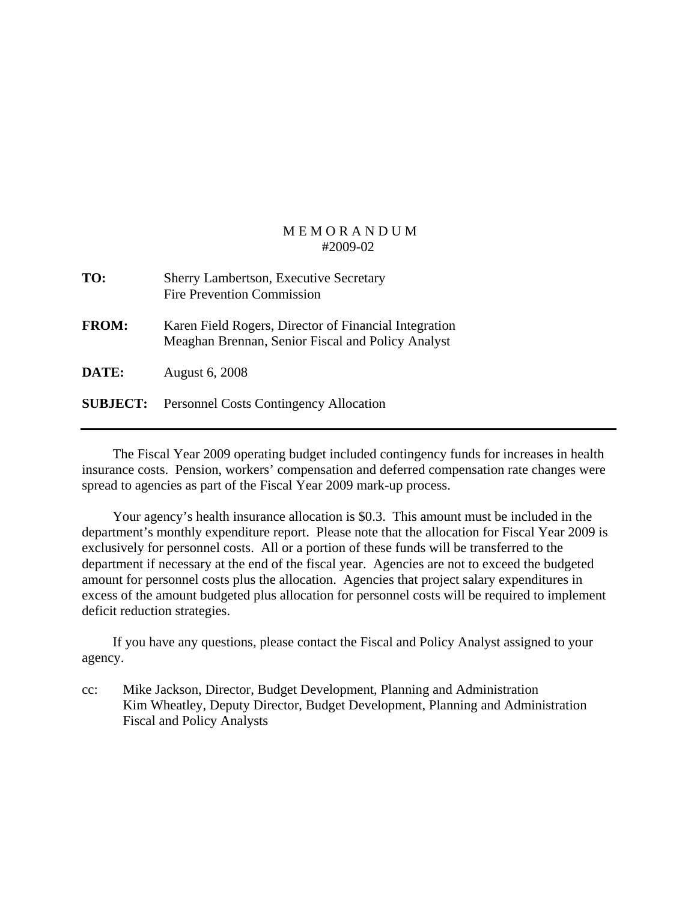# MEMORANDUM
#2009-02

**TO:** Sherry Lambertson, Executive Secretary
Fire Prevention Commission

**FROM:** Karen Field Rogers, Director of Financial Integration
Meaghan Brennan, Senior Fiscal and Policy Analyst

**DATE:** August 6, 2008

**SUBJECT:** Personnel Costs Contingency Allocation

---

The Fiscal Year 2009 operating budget included contingency funds for increases in health insurance costs. Pension, workers' compensation and deferred compensation rate changes were spread to agencies as part of the Fiscal Year 2009 mark-up process.

Your agency's health insurance allocation is $0.3. This amount must be included in the department's monthly expenditure report. Please note that the allocation for Fiscal Year 2009 is exclusively for personnel costs. All or a portion of these funds will be transferred to the department if necessary at the end of the fiscal year. Agencies are not to exceed the budgeted amount for personnel costs plus the allocation. Agencies that project salary expenditures in excess of the amount budgeted plus allocation for personnel costs will be required to implement deficit reduction strategies.

If you have any questions, please contact the Fiscal and Policy Analyst assigned to your agency.

cc: Mike Jackson, Director, Budget Development, Planning and Administration
Kim Wheatley, Deputy Director, Budget Development, Planning and Administration
Fiscal and Policy Analysts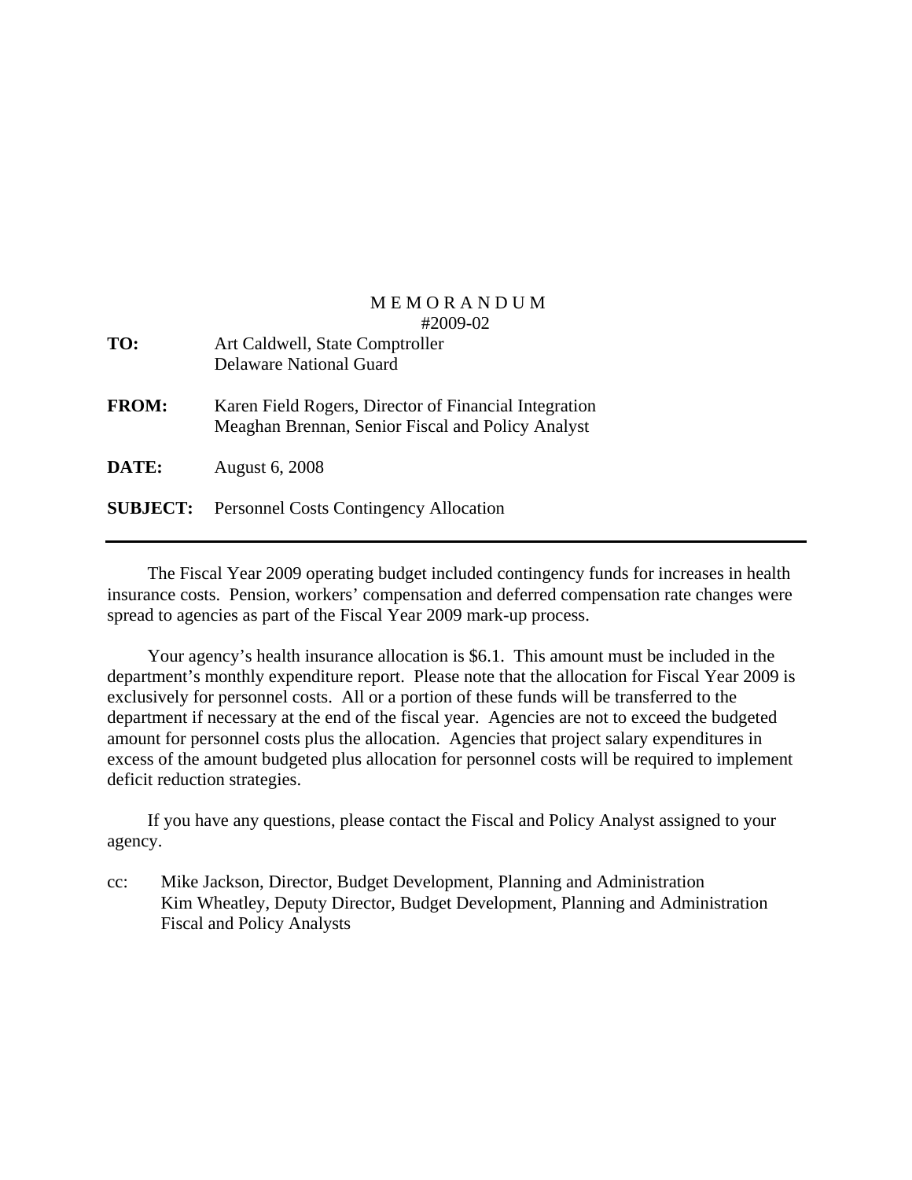# M E M O R A N D U M

#2009-02

**TO:** Art Caldwell, State Comptroller
Delaware National Guard

**FROM:** Karen Field Rogers, Director of Financial Integration
Meaghan Brennan, Senior Fiscal and Policy Analyst

**DATE:** August 6, 2008

**SUBJECT:** Personnel Costs Contingency Allocation

---

The Fiscal Year 2009 operating budget included contingency funds for increases in health insurance costs. Pension, workers' compensation and deferred compensation rate changes were spread to agencies as part of the Fiscal Year 2009 mark-up process.

Your agency's health insurance allocation is $6.1. This amount must be included in the department's monthly expenditure report. Please note that the allocation for Fiscal Year 2009 is exclusively for personnel costs. All or a portion of these funds will be transferred to the department if necessary at the end of the fiscal year. Agencies are not to exceed the budgeted amount for personnel costs plus the allocation. Agencies that project salary expenditures in excess of the amount budgeted plus allocation for personnel costs will be required to implement deficit reduction strategies.

If you have any questions, please contact the Fiscal and Policy Analyst assigned to your agency.

cc: Mike Jackson, Director, Budget Development, Planning and Administration
Kim Wheatley, Deputy Director, Budget Development, Planning and Administration
Fiscal and Policy Analysts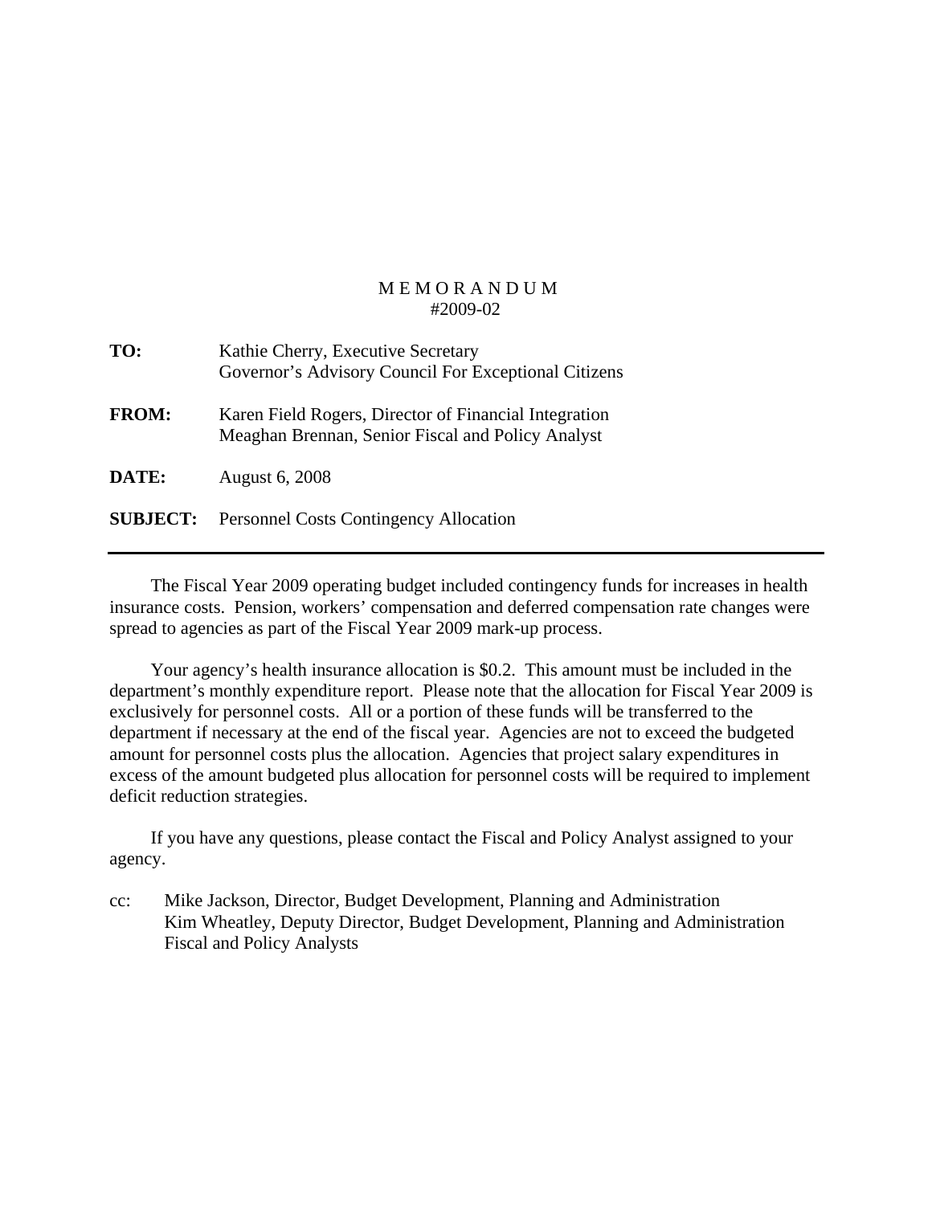# M E M O R A N D U M
#2009-02

**TO:** Kathie Cherry, Executive Secretary
Governor's Advisory Council For Exceptional Citizens

**FROM:** Karen Field Rogers, Director of Financial Integration
Meaghan Brennan, Senior Fiscal and Policy Analyst

**DATE:** August 6, 2008

**SUBJECT:** Personnel Costs Contingency Allocation

---

The Fiscal Year 2009 operating budget included contingency funds for increases in health insurance costs. Pension, workers' compensation and deferred compensation rate changes were spread to agencies as part of the Fiscal Year 2009 mark-up process.

Your agency's health insurance allocation is $0.2. This amount must be included in the department's monthly expenditure report. Please note that the allocation for Fiscal Year 2009 is exclusively for personnel costs. All or a portion of these funds will be transferred to the department if necessary at the end of the fiscal year. Agencies are not to exceed the budgeted amount for personnel costs plus the allocation. Agencies that project salary expenditures in excess of the amount budgeted plus allocation for personnel costs will be required to implement deficit reduction strategies.

If you have any questions, please contact the Fiscal and Policy Analyst assigned to your agency.

cc: Mike Jackson, Director, Budget Development, Planning and Administration
Kim Wheatley, Deputy Director, Budget Development, Planning and Administration
Fiscal and Policy Analysts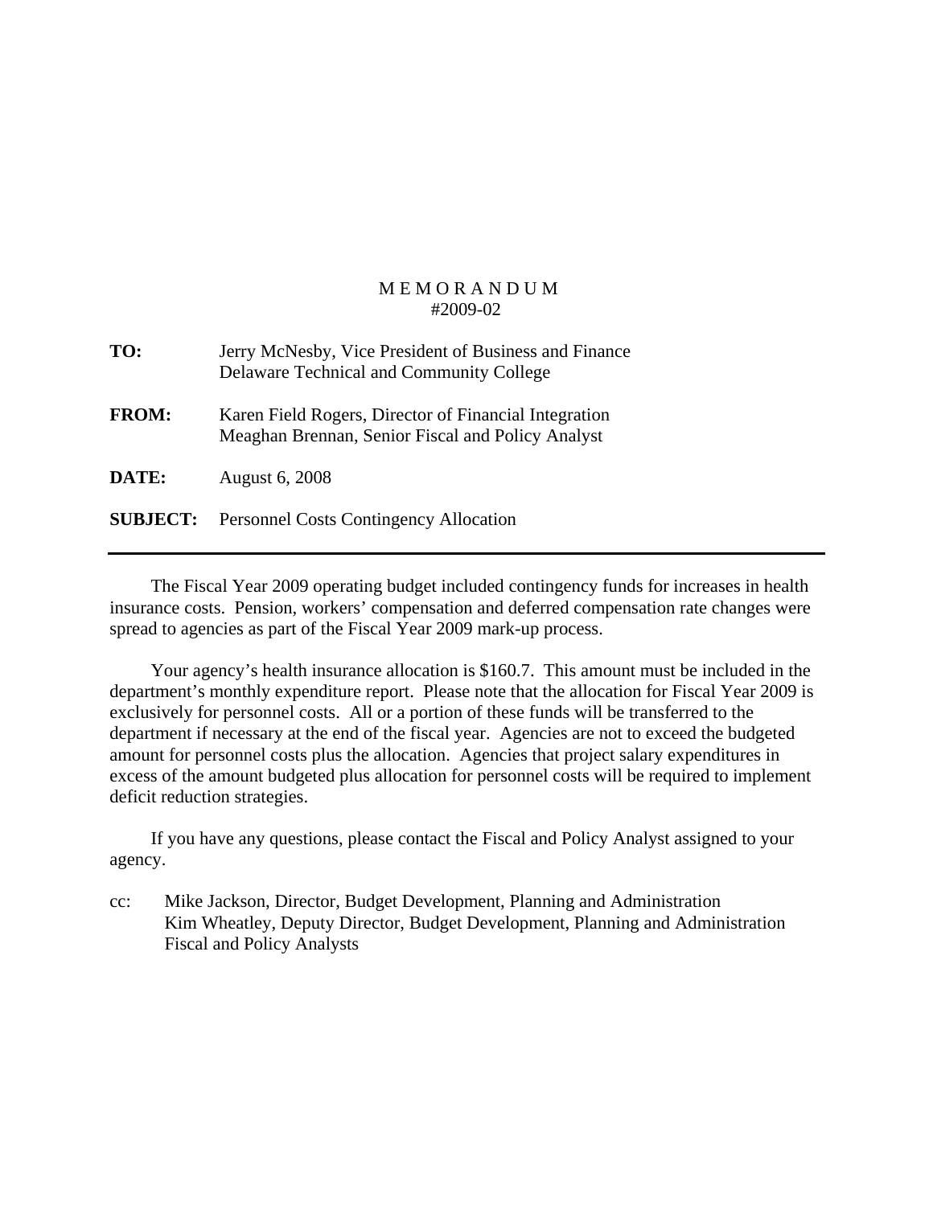# M E M O R A N D U M
#2009-02

**TO:** Jerry McNesby, Vice President of Business and Finance
Delaware Technical and Community College

**FROM:** Karen Field Rogers, Director of Financial Integration
Meaghan Brennan, Senior Fiscal and Policy Analyst

**DATE:** August 6, 2008

**SUBJECT:** Personnel Costs Contingency Allocation

---

The Fiscal Year 2009 operating budget included contingency funds for increases in health insurance costs. Pension, workers' compensation and deferred compensation rate changes were spread to agencies as part of the Fiscal Year 2009 mark-up process.

Your agency's health insurance allocation is $160.7. This amount must be included in the department's monthly expenditure report. Please note that the allocation for Fiscal Year 2009 is exclusively for personnel costs. All or a portion of these funds will be transferred to the department if necessary at the end of the fiscal year. Agencies are not to exceed the budgeted amount for personnel costs plus the allocation. Agencies that project salary expenditures in excess of the amount budgeted plus allocation for personnel costs will be required to implement deficit reduction strategies.

If you have any questions, please contact the Fiscal and Policy Analyst assigned to your agency.

cc: Mike Jackson, Director, Budget Development, Planning and Administration
Kim Wheatley, Deputy Director, Budget Development, Planning and Administration
Fiscal and Policy Analysts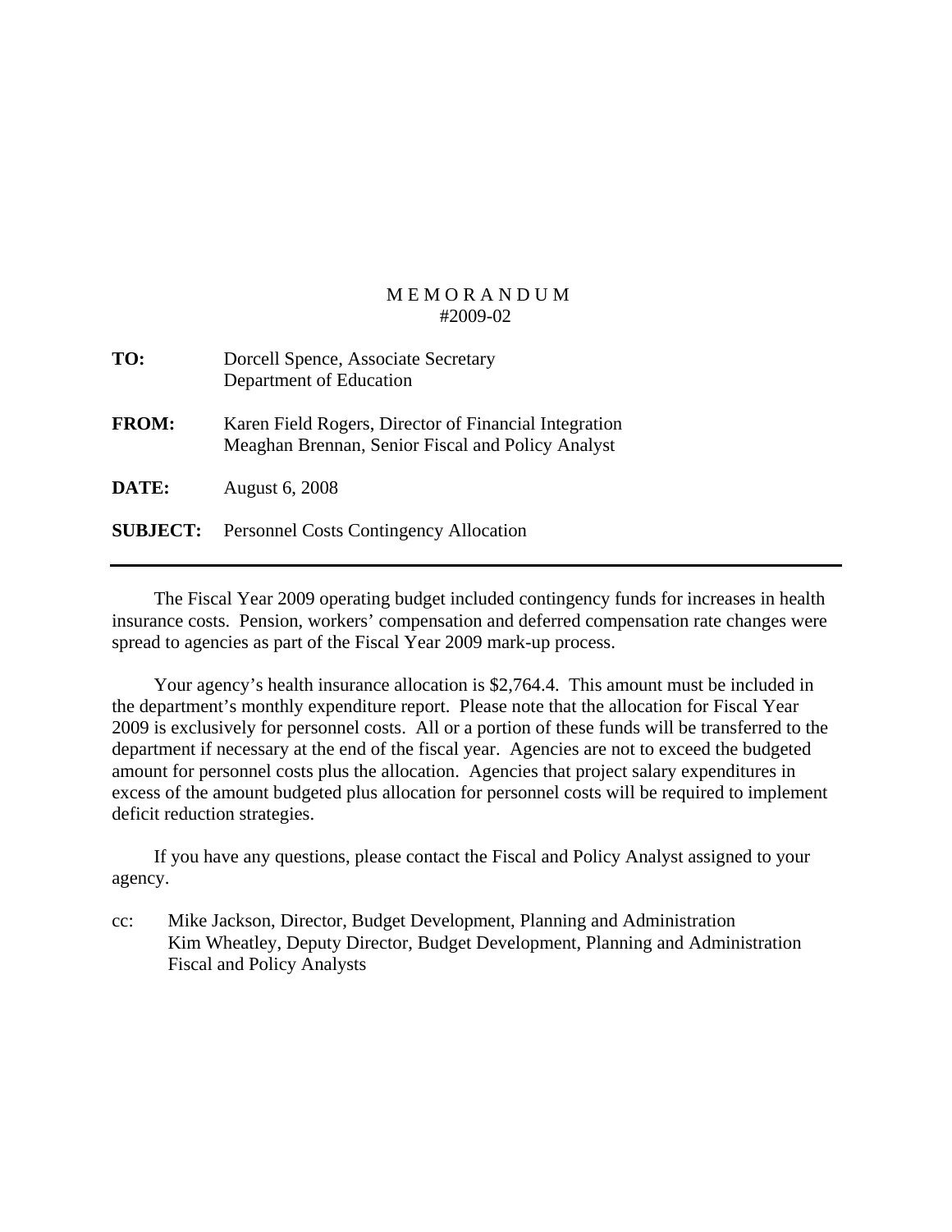# M E M O R A N D U M
#2009-02

**TO:** Dorcell Spence, Associate Secretary
Department of Education

**FROM:** Karen Field Rogers, Director of Financial Integration
Meaghan Brennan, Senior Fiscal and Policy Analyst

**DATE:** August 6, 2008

**SUBJECT:** Personnel Costs Contingency Allocation

---

The Fiscal Year 2009 operating budget included contingency funds for increases in health insurance costs. Pension, workers' compensation and deferred compensation rate changes were spread to agencies as part of the Fiscal Year 2009 mark-up process.

Your agency's health insurance allocation is $2,764.4. This amount must be included in the department's monthly expenditure report. Please note that the allocation for Fiscal Year 2009 is exclusively for personnel costs. All or a portion of these funds will be transferred to the department if necessary at the end of the fiscal year. Agencies are not to exceed the budgeted amount for personnel costs plus the allocation. Agencies that project salary expenditures in excess of the amount budgeted plus allocation for personnel costs will be required to implement deficit reduction strategies.

If you have any questions, please contact the Fiscal and Policy Analyst assigned to your agency.

cc: Mike Jackson, Director, Budget Development, Planning and Administration
Kim Wheatley, Deputy Director, Budget Development, Planning and Administration
Fiscal and Policy Analysts